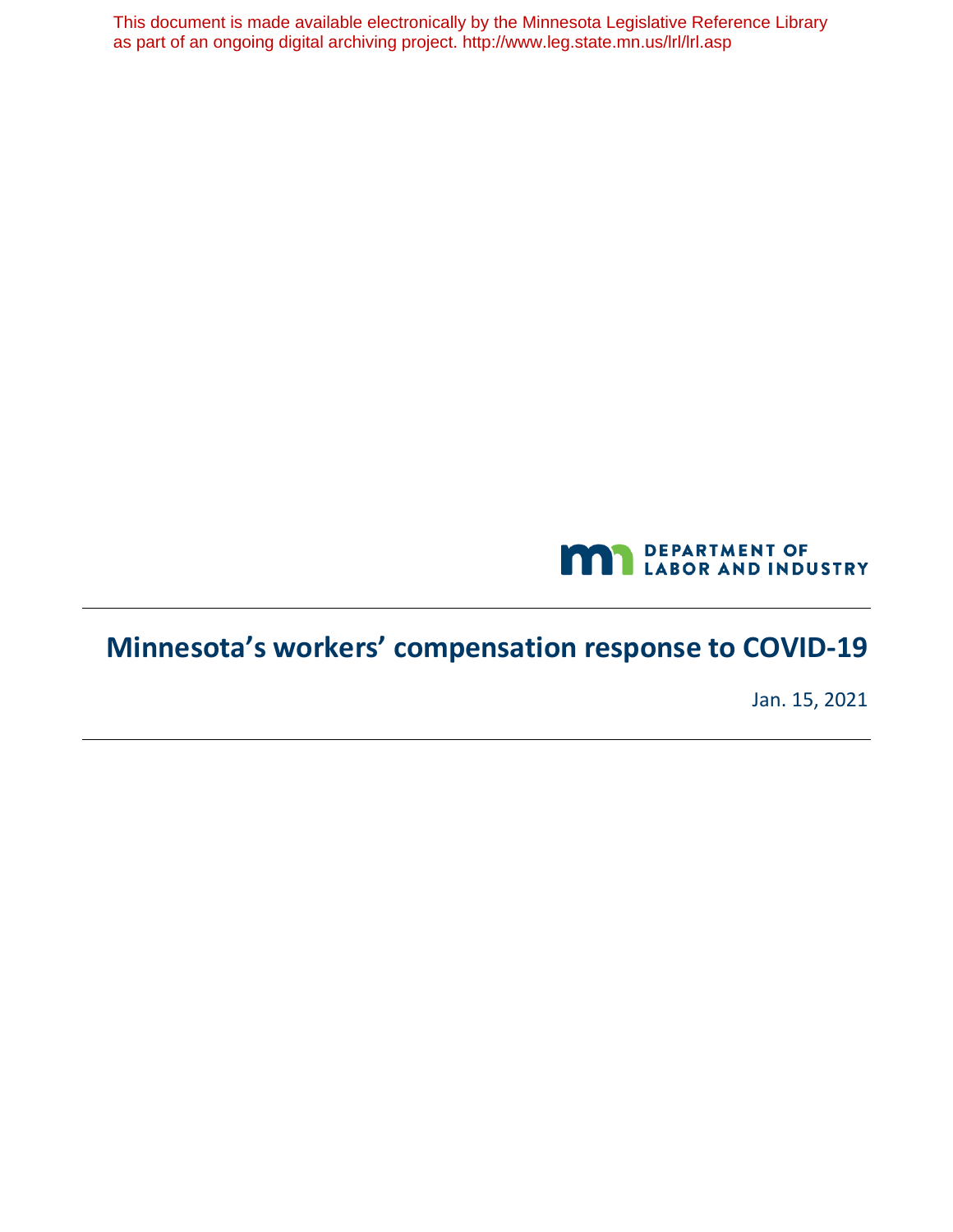This document is made available electronically by the Minnesota Legislative Reference Library as part of an ongoing digital archiving project. http://www.leg.state.mn.us/lrl/lrl.asp

DEPARTMENT OF LABOR AND INDUSTRY

# Minnesota's workers' compensation response to COVID-19

Jan. 15, 2021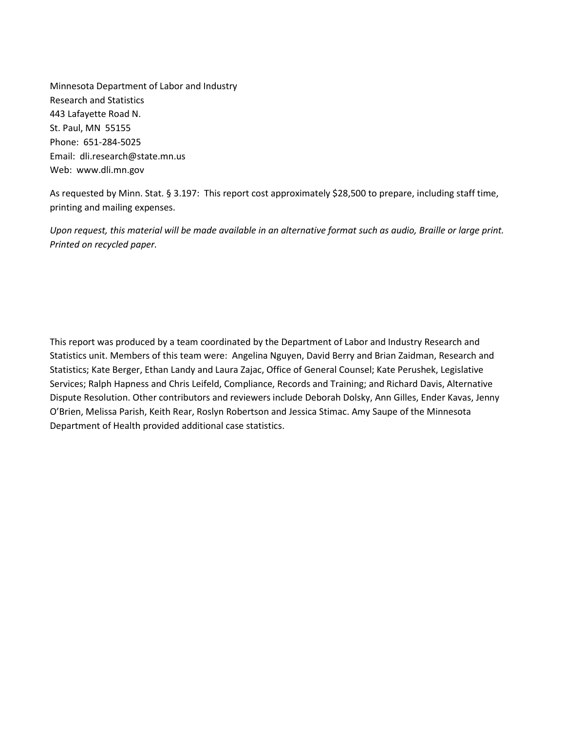Minnesota Department of Labor and Industry
Research and Statistics
443 Lafayette Road N.
St. Paul, MN 55155
Phone: 651-284-5025
Email: dli.research@state.mn.us
Web: www.dli.mn.gov

As requested by Minn. Stat. § 3.197: This report cost approximately $28,500 to prepare, including staff time, printing and mailing expenses.

*Upon request, this material will be made available in an alternative format such as audio, Braille or large print. Printed on recycled paper.*

This report was produced by a team coordinated by the Department of Labor and Industry Research and Statistics unit. Members of this team were: Angelina Nguyen, David Berry and Brian Zaidman, Research and Statistics; Kate Berger, Ethan Landy and Laura Zajac, Office of General Counsel; Kate Perushek, Legislative Services; Ralph Hapness and Chris Leifeld, Compliance, Records and Training; and Richard Davis, Alternative Dispute Resolution. Other contributors and reviewers include Deborah Dolsky, Ann Gilles, Ender Kavas, Jenny O'Brien, Melissa Parish, Keith Rear, Roslyn Robertson and Jessica Stimac. Amy Saupe of the Minnesota Department of Health provided additional case statistics.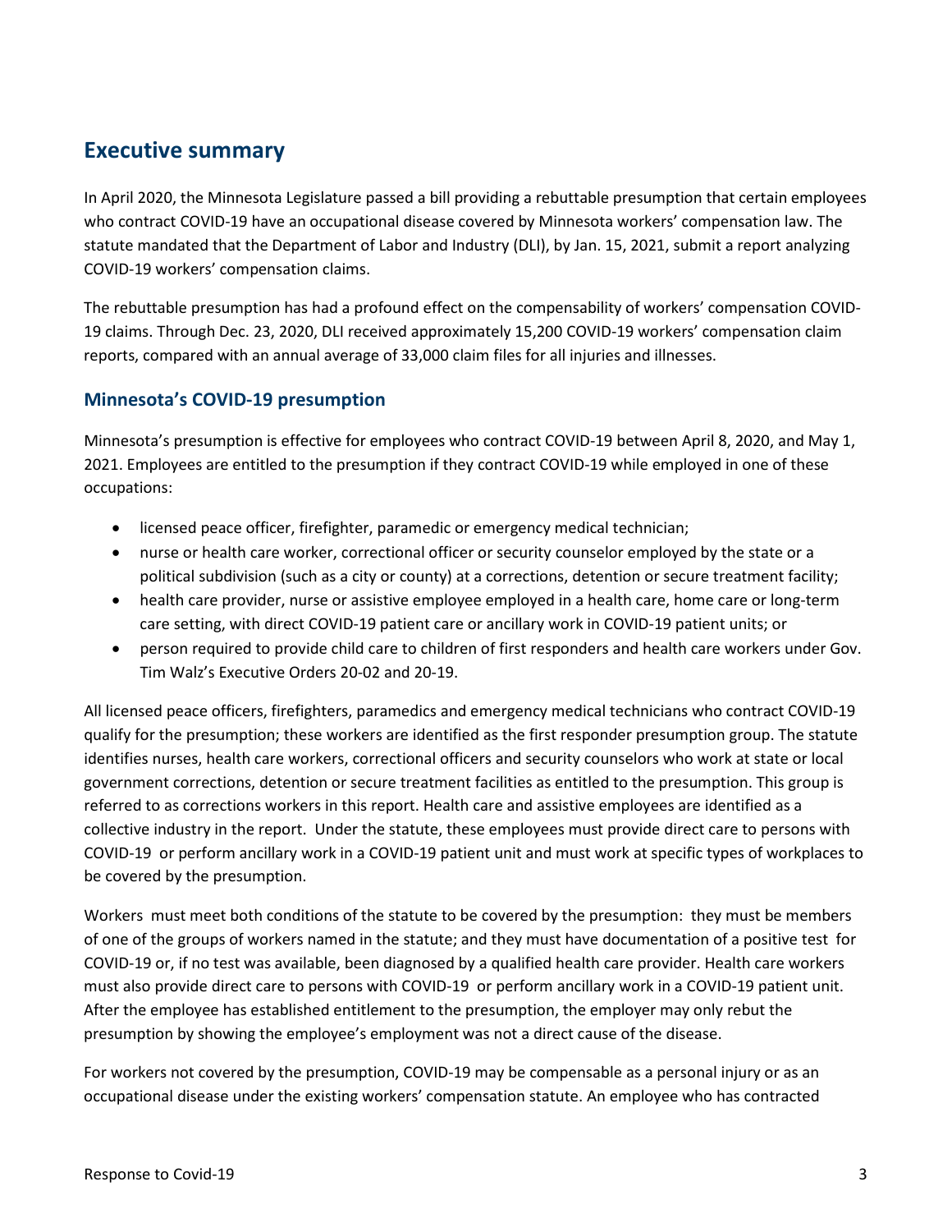## Executive summary

In April 2020, the Minnesota Legislature passed a bill providing a rebuttable presumption that certain employees who contract COVID-19 have an occupational disease covered by Minnesota workers' compensation law. The statute mandated that the Department of Labor and Industry (DLI), by Jan. 15, 2021, submit a report analyzing COVID-19 workers' compensation claims.

The rebuttable presumption has had a profound effect on the compensability of workers' compensation COVID-19 claims. Through Dec. 23, 2020, DLI received approximately 15,200 COVID-19 workers' compensation claim reports, compared with an annual average of 33,000 claim files for all injuries and illnesses.

### Minnesota's COVID-19 presumption

Minnesota's presumption is effective for employees who contract COVID-19 between April 8, 2020, and May 1, 2021. Employees are entitled to the presumption if they contract COVID-19 while employed in one of these occupations:

- licensed peace officer, firefighter, paramedic or emergency medical technician;
- nurse or health care worker, correctional officer or security counselor employed by the state or a political subdivision (such as a city or county) at a corrections, detention or secure treatment facility;
- health care provider, nurse or assistive employee employed in a health care, home care or long-term care setting, with direct COVID-19 patient care or ancillary work in COVID-19 patient units; or
- person required to provide child care to children of first responders and health care workers under Gov. Tim Walz's Executive Orders 20-02 and 20-19.

All licensed peace officers, firefighters, paramedics and emergency medical technicians who contract COVID-19 qualify for the presumption; these workers are identified as the first responder presumption group. The statute identifies nurses, health care workers, correctional officers and security counselors who work at state or local government corrections, detention or secure treatment facilities as entitled to the presumption. This group is referred to as corrections workers in this report. Health care and assistive employees are identified as a collective industry in the report. Under the statute, these employees must provide direct care to persons with COVID-19 or perform ancillary work in a COVID-19 patient unit and must work at specific types of workplaces to be covered by the presumption.

Workers must meet both conditions of the statute to be covered by the presumption: they must be members of one of the groups of workers named in the statute; and they must have documentation of a positive test for COVID-19 or, if no test was available, been diagnosed by a qualified health care provider. Health care workers must also provide direct care to persons with COVID-19 or perform ancillary work in a COVID-19 patient unit. After the employee has established entitlement to the presumption, the employer may only rebut the presumption by showing the employee's employment was not a direct cause of the disease.

For workers not covered by the presumption, COVID-19 may be compensable as a personal injury or as an occupational disease under the existing workers' compensation statute. An employee who has contracted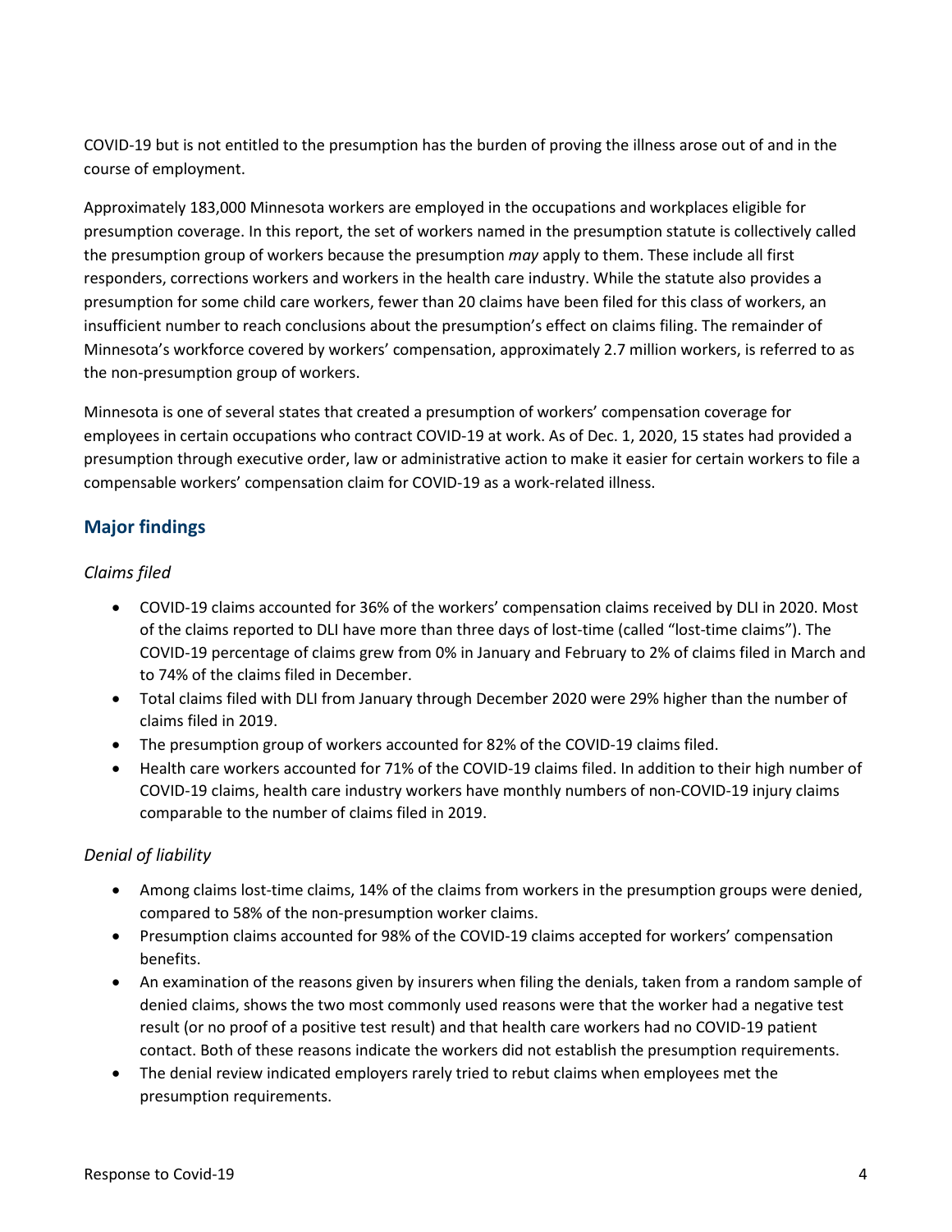COVID-19 but is not entitled to the presumption has the burden of proving the illness arose out of and in the course of employment.

Approximately 183,000 Minnesota workers are employed in the occupations and workplaces eligible for presumption coverage. In this report, the set of workers named in the presumption statute is collectively called the presumption group of workers because the presumption *may* apply to them. These include all first responders, corrections workers and workers in the health care industry. While the statute also provides a presumption for some child care workers, fewer than 20 claims have been filed for this class of workers, an insufficient number to reach conclusions about the presumption's effect on claims filing. The remainder of Minnesota's workforce covered by workers' compensation, approximately 2.7 million workers, is referred to as the non-presumption group of workers.

Minnesota is one of several states that created a presumption of workers' compensation coverage for employees in certain occupations who contract COVID-19 at work. As of Dec. 1, 2020, 15 states had provided a presumption through executive order, law or administrative action to make it easier for certain workers to file a compensable workers' compensation claim for COVID-19 as a work-related illness.

## Major findings

*Claims filed*

- COVID-19 claims accounted for 36% of the workers' compensation claims received by DLI in 2020. Most of the claims reported to DLI have more than three days of lost-time (called "lost-time claims"). The COVID-19 percentage of claims grew from 0% in January and February to 2% of claims filed in March and to 74% of the claims filed in December.
- Total claims filed with DLI from January through December 2020 were 29% higher than the number of claims filed in 2019.
- The presumption group of workers accounted for 82% of the COVID-19 claims filed.
- Health care workers accounted for 71% of the COVID-19 claims filed. In addition to their high number of COVID-19 claims, health care industry workers have monthly numbers of non-COVID-19 injury claims comparable to the number of claims filed in 2019.

*Denial of liability*

- Among claims lost-time claims, 14% of the claims from workers in the presumption groups were denied, compared to 58% of the non-presumption worker claims.
- Presumption claims accounted for 98% of the COVID-19 claims accepted for workers' compensation benefits.
- An examination of the reasons given by insurers when filing the denials, taken from a random sample of denied claims, shows the two most commonly used reasons were that the worker had a negative test result (or no proof of a positive test result) and that health care workers had no COVID-19 patient contact. Both of these reasons indicate the workers did not establish the presumption requirements.
- The denial review indicated employers rarely tried to rebut claims when employees met the presumption requirements.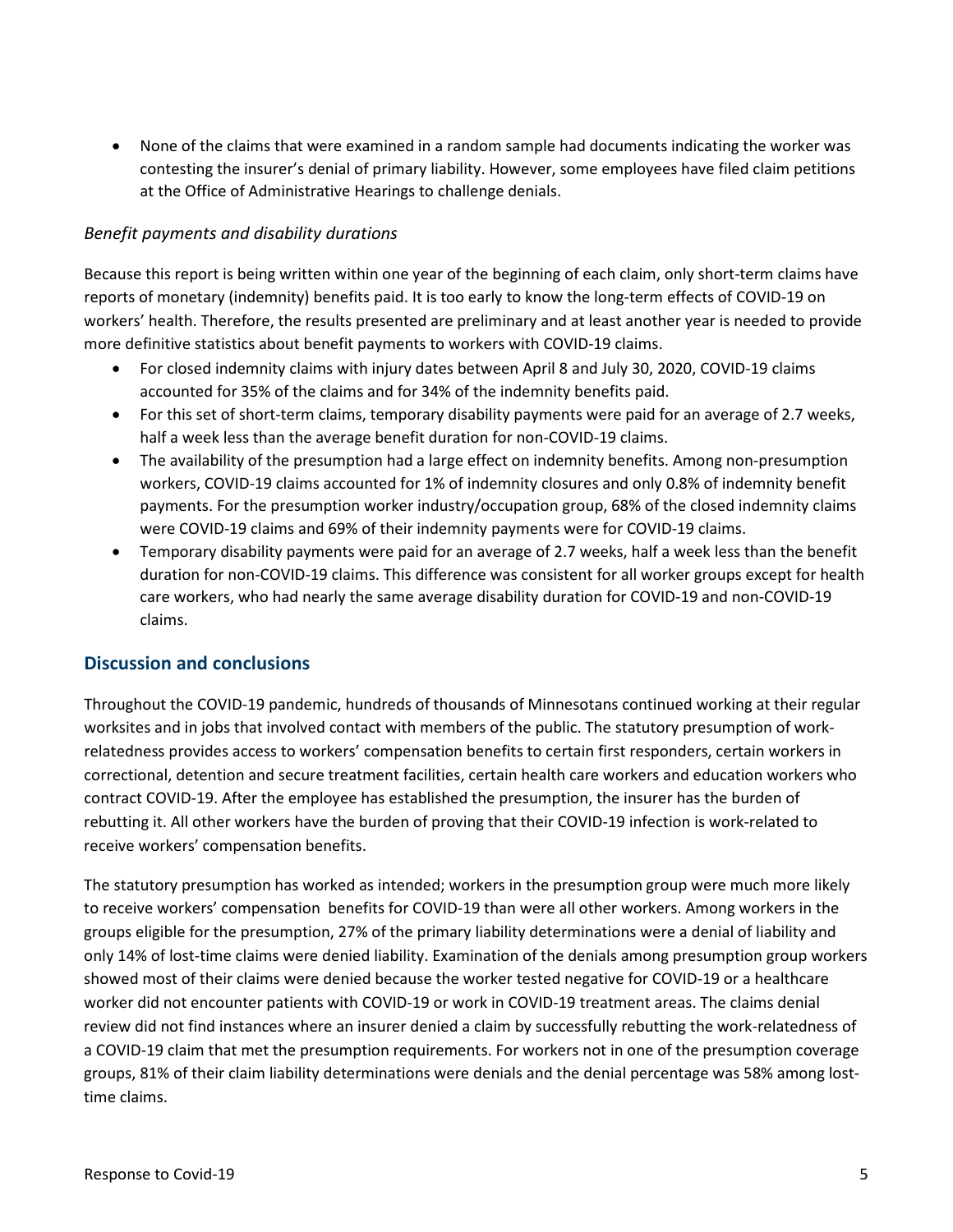- None of the claims that were examined in a random sample had documents indicating the worker was contesting the insurer's denial of primary liability. However, some employees have filed claim petitions at the Office of Administrative Hearings to challenge denials.

*Benefit payments and disability durations*

Because this report is being written within one year of the beginning of each claim, only short-term claims have reports of monetary (indemnity) benefits paid. It is too early to know the long-term effects of COVID-19 on workers' health. Therefore, the results presented are preliminary and at least another year is needed to provide more definitive statistics about benefit payments to workers with COVID-19 claims.

- For closed indemnity claims with injury dates between April 8 and July 30, 2020, COVID-19 claims accounted for 35% of the claims and for 34% of the indemnity benefits paid.
- For this set of short-term claims, temporary disability payments were paid for an average of 2.7 weeks, half a week less than the average benefit duration for non-COVID-19 claims.
- The availability of the presumption had a large effect on indemnity benefits. Among non-presumption workers, COVID-19 claims accounted for 1% of indemnity closures and only 0.8% of indemnity benefit payments. For the presumption worker industry/occupation group, 68% of the closed indemnity claims were COVID-19 claims and 69% of their indemnity payments were for COVID-19 claims.
- Temporary disability payments were paid for an average of 2.7 weeks, half a week less than the benefit duration for non-COVID-19 claims. This difference was consistent for all worker groups except for health care workers, who had nearly the same average disability duration for COVID-19 and non-COVID-19 claims.

## Discussion and conclusions

Throughout the COVID-19 pandemic, hundreds of thousands of Minnesotans continued working at their regular worksites and in jobs that involved contact with members of the public. The statutory presumption of work-relatedness provides access to workers' compensation benefits to certain first responders, certain workers in correctional, detention and secure treatment facilities, certain health care workers and education workers who contract COVID-19. After the employee has established the presumption, the insurer has the burden of rebutting it. All other workers have the burden of proving that their COVID-19 infection is work-related to receive workers' compensation benefits.

The statutory presumption has worked as intended; workers in the presumption group were much more likely to receive workers' compensation benefits for COVID-19 than were all other workers. Among workers in the groups eligible for the presumption, 27% of the primary liability determinations were a denial of liability and only 14% of lost-time claims were denied liability. Examination of the denials among presumption group workers showed most of their claims were denied because the worker tested negative for COVID-19 or a healthcare worker did not encounter patients with COVID-19 or work in COVID-19 treatment areas. The claims denial review did not find instances where an insurer denied a claim by successfully rebutting the work-relatedness of a COVID-19 claim that met the presumption requirements. For workers not in one of the presumption coverage groups, 81% of their claim liability determinations were denials and the denial percentage was 58% among lost-time claims.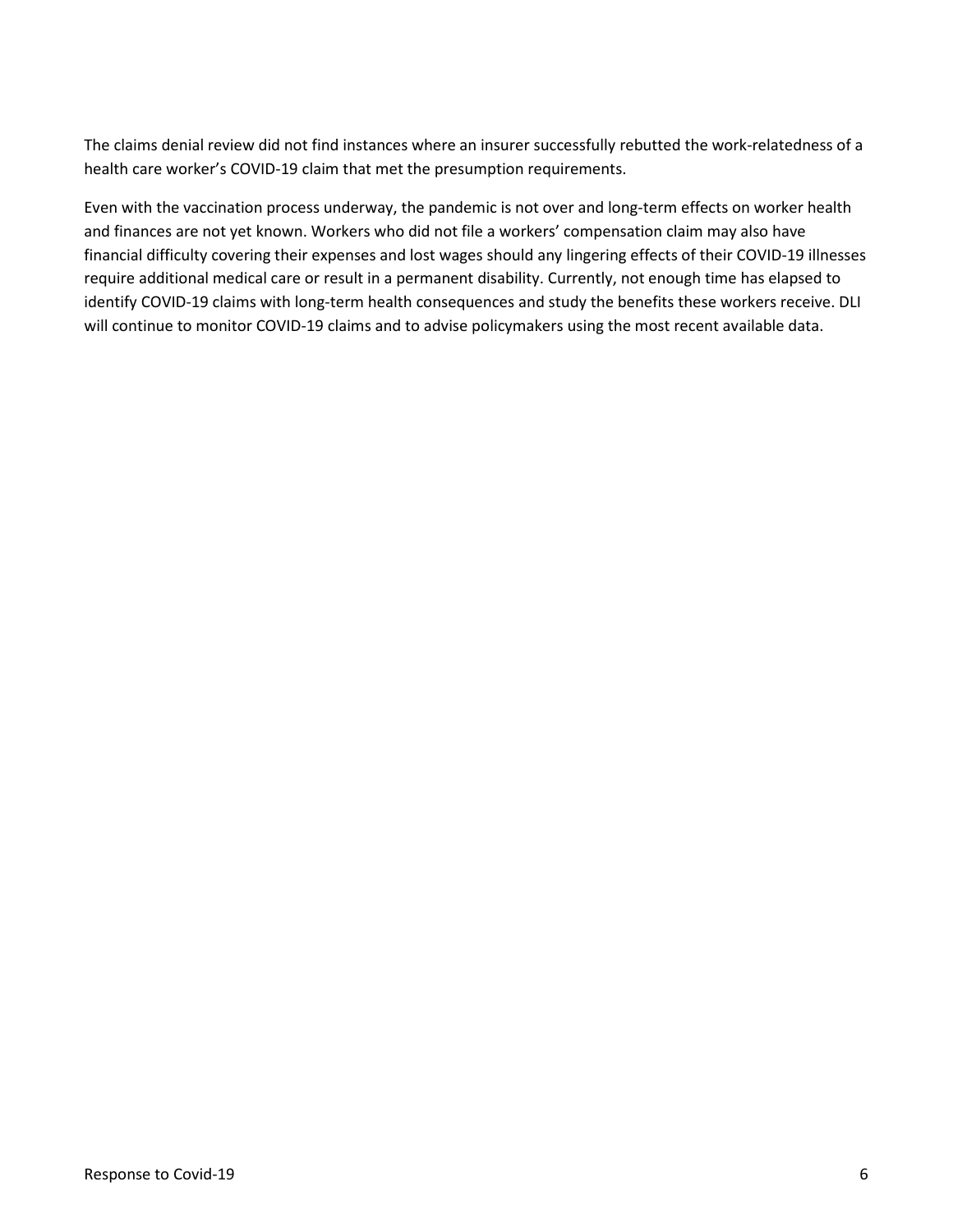The claims denial review did not find instances where an insurer successfully rebutted the work-relatedness of a health care worker's COVID-19 claim that met the presumption requirements.

Even with the vaccination process underway, the pandemic is not over and long-term effects on worker health and finances are not yet known. Workers who did not file a workers' compensation claim may also have financial difficulty covering their expenses and lost wages should any lingering effects of their COVID-19 illnesses require additional medical care or result in a permanent disability. Currently, not enough time has elapsed to identify COVID-19 claims with long-term health consequences and study the benefits these workers receive. DLI will continue to monitor COVID-19 claims and to advise policymakers using the most recent available data.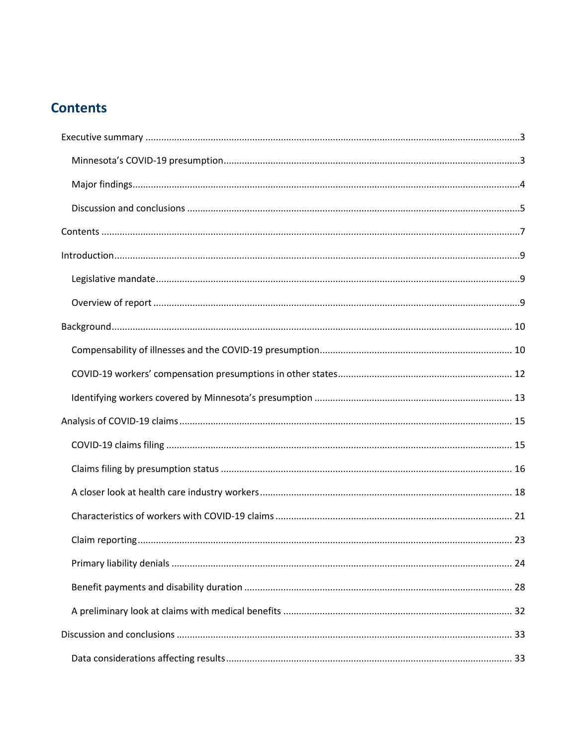# Contents

Executive summary ....................................................................................................................................3

- Minnesota's COVID-19 presumption....................................................................................................3
- Major findings........................................................................................................................................4
- Discussion and conclusions ...................................................................................................................5

Contents ....................................................................................................................................................7

Introduction................................................................................................................................................9

- Legislative mandate...............................................................................................................................9
- Overview of report .................................................................................................................................9

Background.............................................................................................................................................. 10

- Compensability of illnesses and the COVID-19 presumption.............................................................. 10
- COVID-19 workers' compensation presumptions in other states....................................................... 12
- Identifying workers covered by Minnesota's presumption ................................................................ 13

Analysis of COVID-19 claims .................................................................................................................... 15

- COVID-19 claims filing ......................................................................................................................... 15
- Claims filing by presumption status .................................................................................................... 16
- A closer look at health care industry workers...................................................................................... 18
- Characteristics of workers with COVID-19 claims ............................................................................... 21
- Claim reporting.................................................................................................................................... 23
- Primary liability denials ....................................................................................................................... 24
- Benefit payments and disability duration ........................................................................................... 28
- A preliminary look at claims with medical benefits ............................................................................ 32

Discussion and conclusions ..................................................................................................................... 33

- Data considerations affecting results.................................................................................................. 33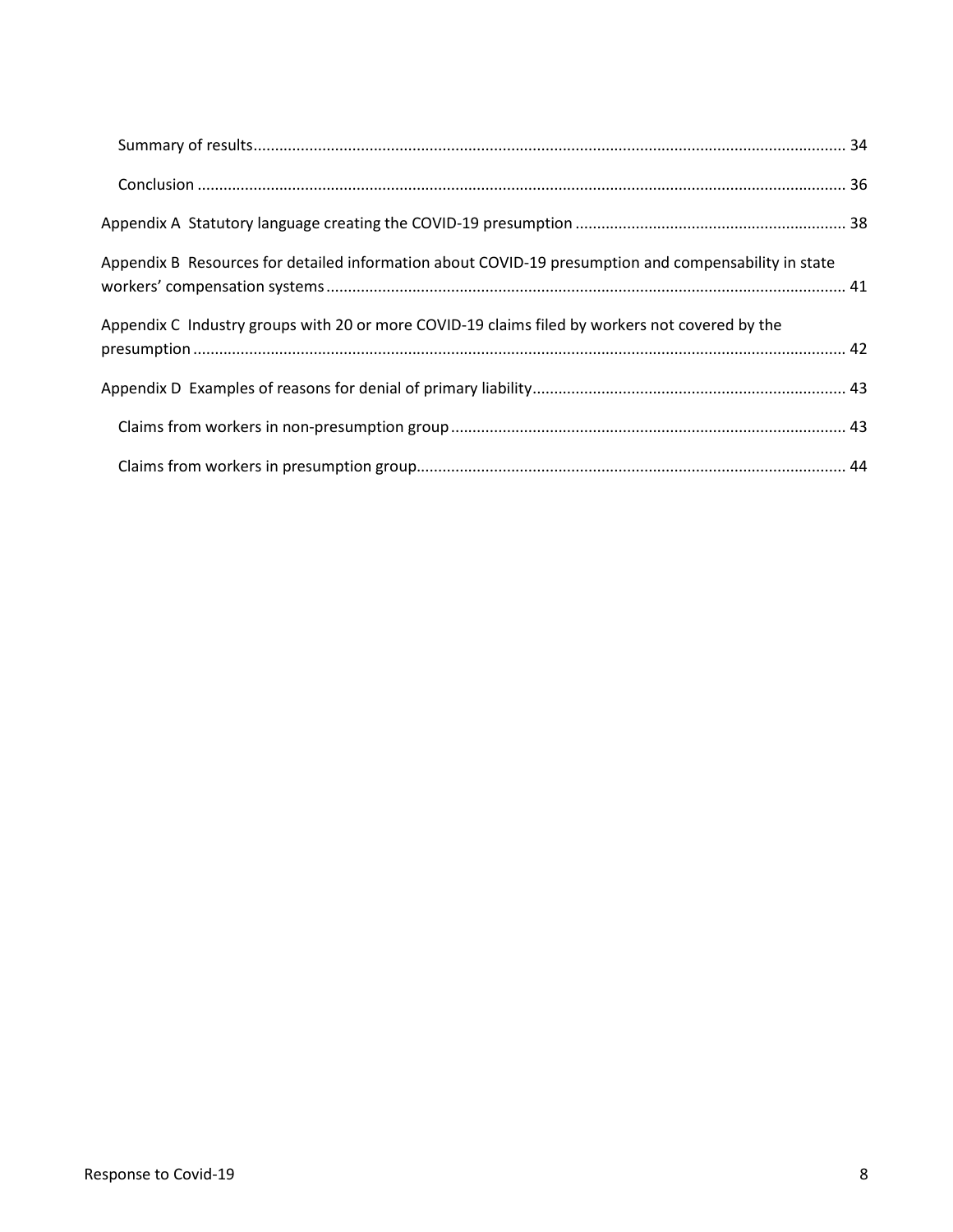Summary of results ........................................................................................................ 34

Conclusion ........................................................................................................ 36

Appendix A Statutory language creating the COVID-19 presumption ........................................................................................................ 38

Appendix B Resources for detailed information about COVID-19 presumption and compensability in state workers' compensation systems ........................................................................................................ 41

Appendix C Industry groups with 20 or more COVID-19 claims filed by workers not covered by the presumption ........................................................................................................ 42

Appendix D Examples of reasons for denial of primary liability ........................................................................................................ 43

Claims from workers in non-presumption group ........................................................................................................ 43

Claims from workers in presumption group ........................................................................................................ 44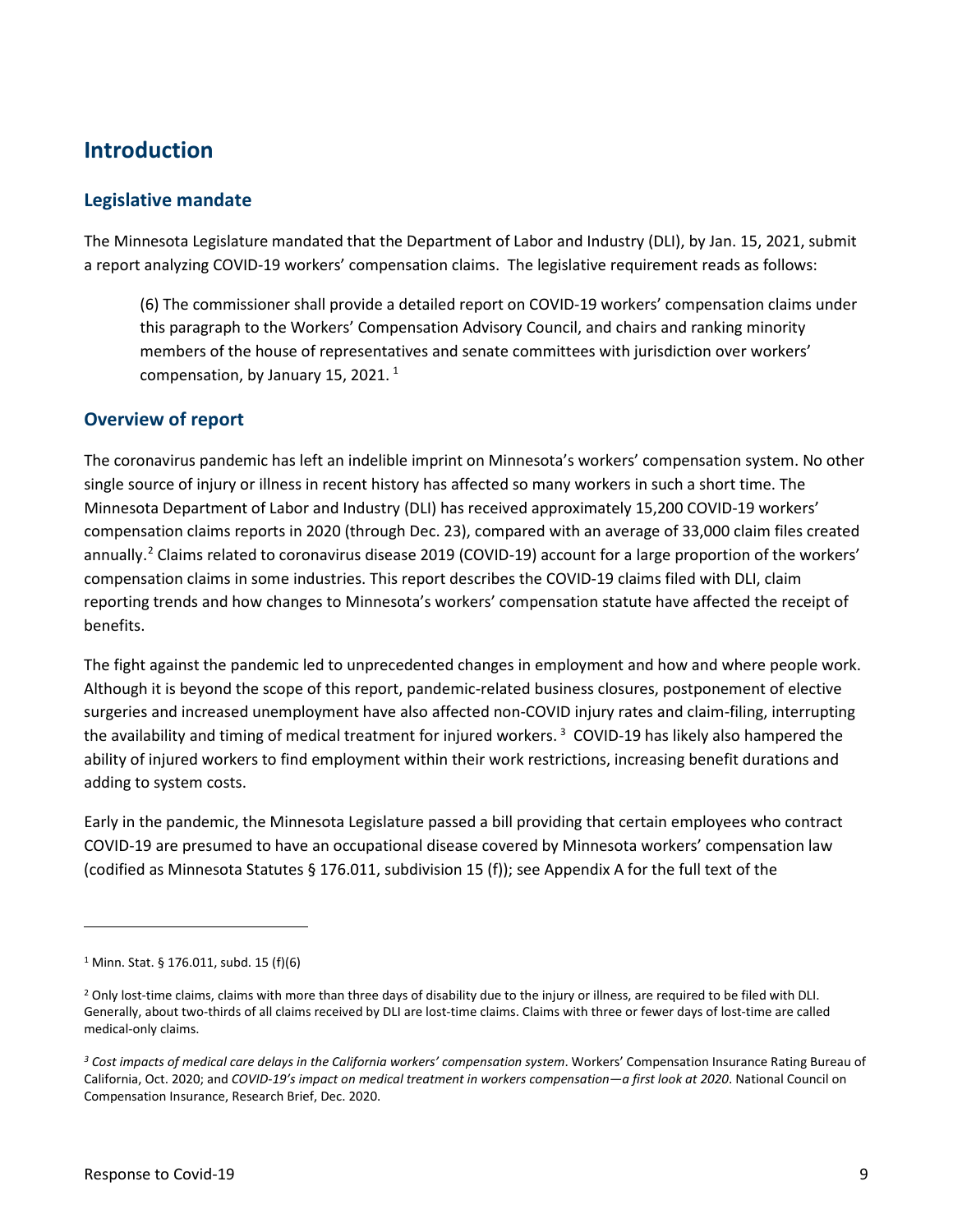## Introduction

### Legislative mandate

The Minnesota Legislature mandated that the Department of Labor and Industry (DLI), by Jan. 15, 2021, submit a report analyzing COVID-19 workers' compensation claims. The legislative requirement reads as follows:

> (6) The commissioner shall provide a detailed report on COVID-19 workers' compensation claims under this paragraph to the Workers' Compensation Advisory Council, and chairs and ranking minority members of the house of representatives and senate committees with jurisdiction over workers' compensation, by January 15, 2021. [1]

### Overview of report

The coronavirus pandemic has left an indelible imprint on Minnesota's workers' compensation system. No other single source of injury or illness in recent history has affected so many workers in such a short time. The Minnesota Department of Labor and Industry (DLI) has received approximately 15,200 COVID-19 workers' compensation claims reports in 2020 (through Dec. 23), compared with an average of 33,000 claim files created annually.[2] Claims related to coronavirus disease 2019 (COVID-19) account for a large proportion of the workers' compensation claims in some industries. This report describes the COVID-19 claims filed with DLI, claim reporting trends and how changes to Minnesota's workers' compensation statute have affected the receipt of benefits.

The fight against the pandemic led to unprecedented changes in employment and how and where people work. Although it is beyond the scope of this report, pandemic-related business closures, postponement of elective surgeries and increased unemployment have also affected non-COVID injury rates and claim-filing, interrupting the availability and timing of medical treatment for injured workers. [3] COVID-19 has likely also hampered the ability of injured workers to find employment within their work restrictions, increasing benefit durations and adding to system costs.

Early in the pandemic, the Minnesota Legislature passed a bill providing that certain employees who contract COVID-19 are presumed to have an occupational disease covered by Minnesota workers' compensation law (codified as Minnesota Statutes § 176.011, subdivision 15 (f)); see Appendix A for the full text of the

---

[1] Minn. Stat. § 176.011, subd. 15 (f)(6)

[2] Only lost-time claims, claims with more than three days of disability due to the injury or illness, are required to be filed with DLI. Generally, about two-thirds of all claims received by DLI are lost-time claims. Claims with three or fewer days of lost-time are called medical-only claims.

[3] *Cost impacts of medical care delays in the California workers' compensation system*. Workers' Compensation Insurance Rating Bureau of California, Oct. 2020; and *COVID-19's impact on medical treatment in workers compensation—a first look at 2020*. National Council on Compensation Insurance, Research Brief, Dec. 2020.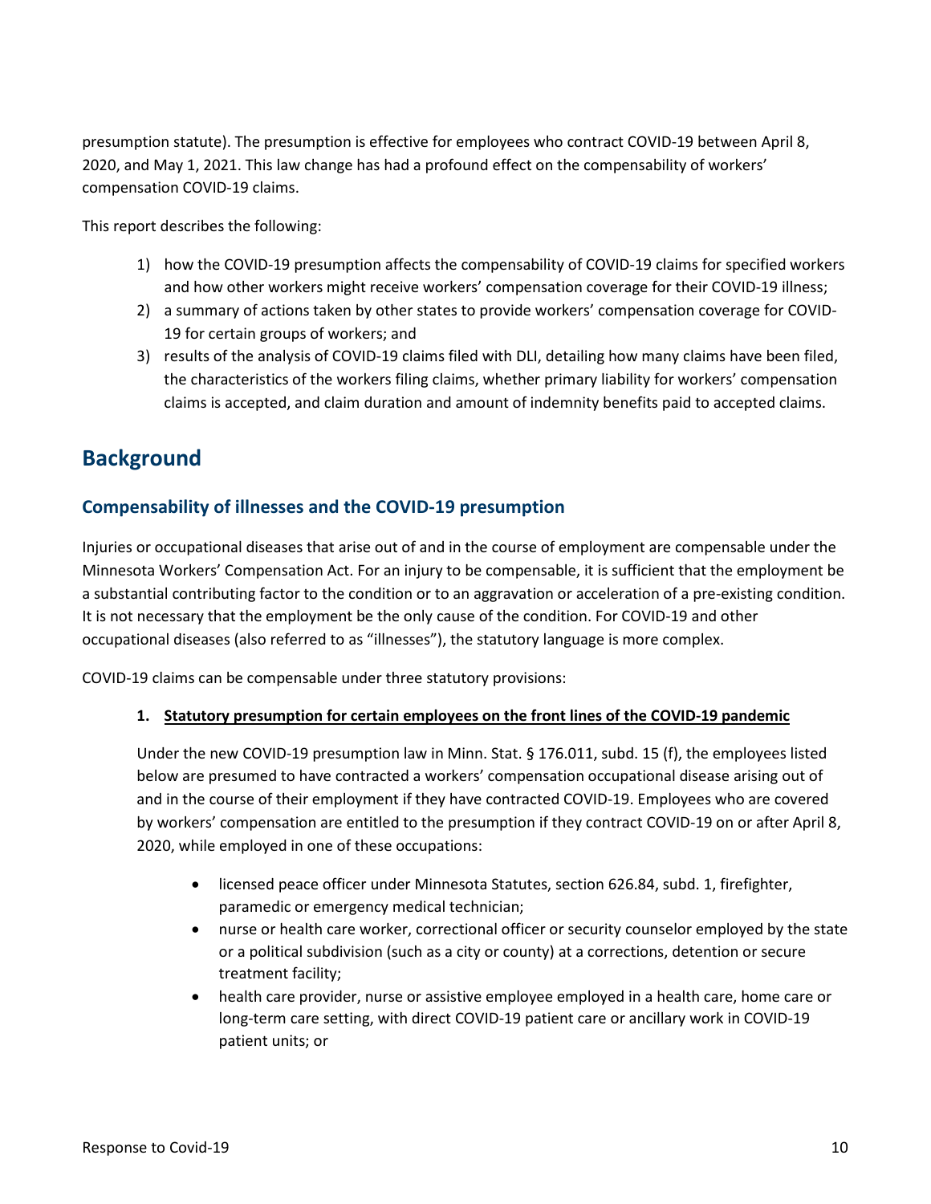presumption statute). The presumption is effective for employees who contract COVID-19 between April 8, 2020, and May 1, 2021. This law change has had a profound effect on the compensability of workers' compensation COVID-19 claims.

This report describes the following:

1) how the COVID-19 presumption affects the compensability of COVID-19 claims for specified workers and how other workers might receive workers' compensation coverage for their COVID-19 illness;
2) a summary of actions taken by other states to provide workers' compensation coverage for COVID-19 for certain groups of workers; and
3) results of the analysis of COVID-19 claims filed with DLI, detailing how many claims have been filed, the characteristics of the workers filing claims, whether primary liability for workers' compensation claims is accepted, and claim duration and amount of indemnity benefits paid to accepted claims.

## Background

### Compensability of illnesses and the COVID-19 presumption

Injuries or occupational diseases that arise out of and in the course of employment are compensable under the Minnesota Workers' Compensation Act. For an injury to be compensable, it is sufficient that the employment be a substantial contributing factor to the condition or to an aggravation or acceleration of a pre-existing condition. It is not necessary that the employment be the only cause of the condition. For COVID-19 and other occupational diseases (also referred to as "illnesses"), the statutory language is more complex.

COVID-19 claims can be compensable under three statutory provisions:

1. **<u>Statutory presumption for certain employees on the front lines of the COVID-19 pandemic</u>**

   Under the new COVID-19 presumption law in Minn. Stat. § 176.011, subd. 15 (f), the employees listed below are presumed to have contracted a workers' compensation occupational disease arising out of and in the course of their employment if they have contracted COVID-19. Employees who are covered by workers' compensation are entitled to the presumption if they contract COVID-19 on or after April 8, 2020, while employed in one of these occupations:

   - licensed peace officer under Minnesota Statutes, section 626.84, subd. 1, firefighter, paramedic or emergency medical technician;
   - nurse or health care worker, correctional officer or security counselor employed by the state or a political subdivision (such as a city or county) at a corrections, detention or secure treatment facility;
   - health care provider, nurse or assistive employee employed in a health care, home care or long-term care setting, with direct COVID-19 patient care or ancillary work in COVID-19 patient units; or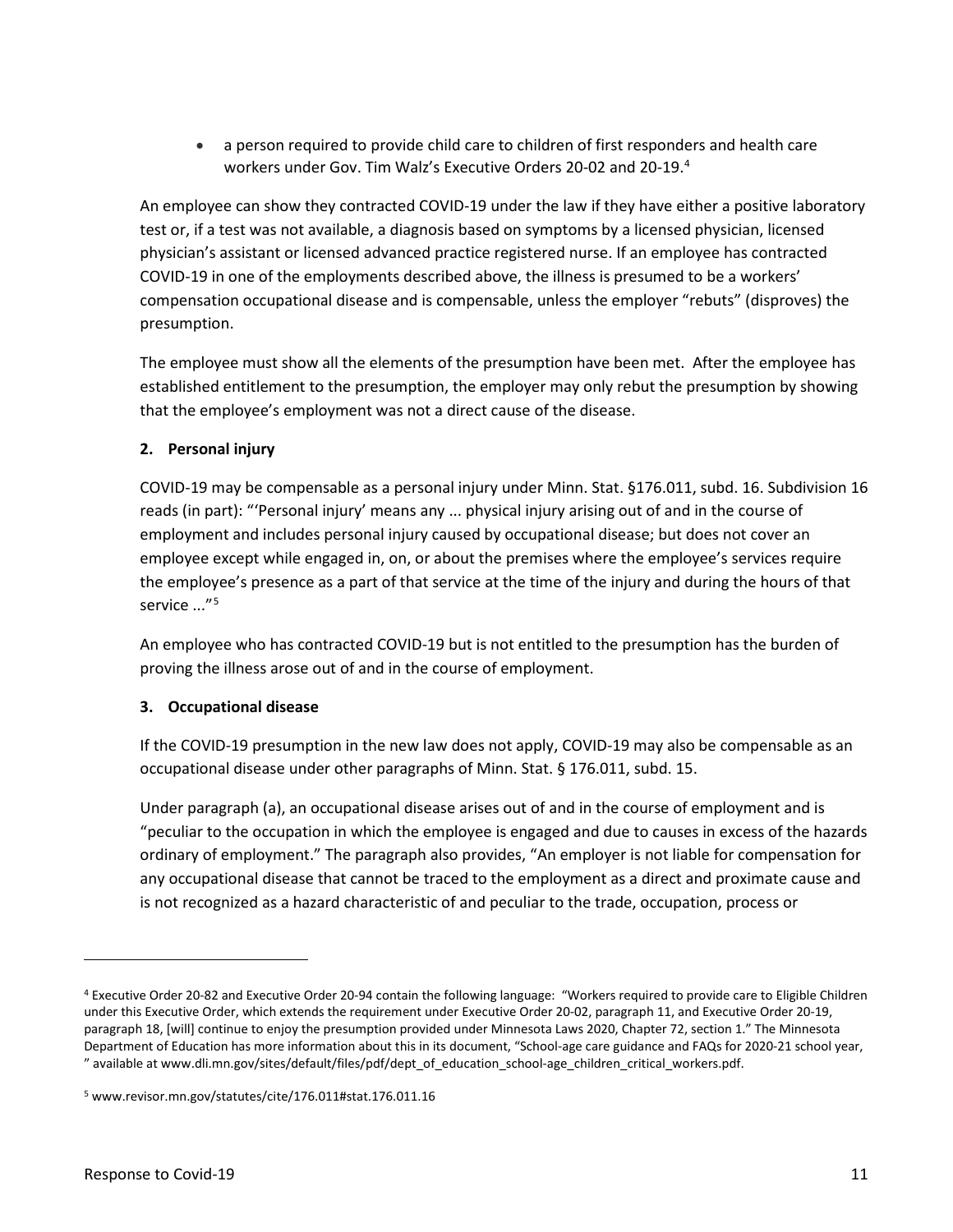- a person required to provide child care to children of first responders and health care workers under Gov. Tim Walz's Executive Orders 20-02 and 20-19.[4]

An employee can show they contracted COVID-19 under the law if they have either a positive laboratory test or, if a test was not available, a diagnosis based on symptoms by a licensed physician, licensed physician's assistant or licensed advanced practice registered nurse. If an employee has contracted COVID-19 in one of the employments described above, the illness is presumed to be a workers' compensation occupational disease and is compensable, unless the employer "rebuts" (disproves) the presumption.

The employee must show all the elements of the presumption have been met. After the employee has established entitlement to the presumption, the employer may only rebut the presumption by showing that the employee's employment was not a direct cause of the disease.

**2. Personal injury**

COVID-19 may be compensable as a personal injury under Minn. Stat. §176.011, subd. 16. Subdivision 16 reads (in part): "'Personal injury' means any ... physical injury arising out of and in the course of employment and includes personal injury caused by occupational disease; but does not cover an employee except while engaged in, on, or about the premises where the employee's services require the employee's presence as a part of that service at the time of the injury and during the hours of that service ..."[5]

An employee who has contracted COVID-19 but is not entitled to the presumption has the burden of proving the illness arose out of and in the course of employment.

**3. Occupational disease**

If the COVID-19 presumption in the new law does not apply, COVID-19 may also be compensable as an occupational disease under other paragraphs of Minn. Stat. § 176.011, subd. 15.

Under paragraph (a), an occupational disease arises out of and in the course of employment and is "peculiar to the occupation in which the employee is engaged and due to causes in excess of the hazards ordinary of employment." The paragraph also provides, "An employer is not liable for compensation for any occupational disease that cannot be traced to the employment as a direct and proximate cause and is not recognized as a hazard characteristic of and peculiar to the trade, occupation, process or

---

[4] Executive Order 20-82 and Executive Order 20-94 contain the following language: "Workers required to provide care to Eligible Children under this Executive Order, which extends the requirement under Executive Order 20-02, paragraph 11, and Executive Order 20-19, paragraph 18, [will] continue to enjoy the presumption provided under Minnesota Laws 2020, Chapter 72, section 1." The Minnesota Department of Education has more information about this in its document, "School-age care guidance and FAQs for 2020-21 school year, " available at www.dli.mn.gov/sites/default/files/pdf/dept_of_education_school-age_children_critical_workers.pdf.

[5] www.revisor.mn.gov/statutes/cite/176.011#stat.176.011.16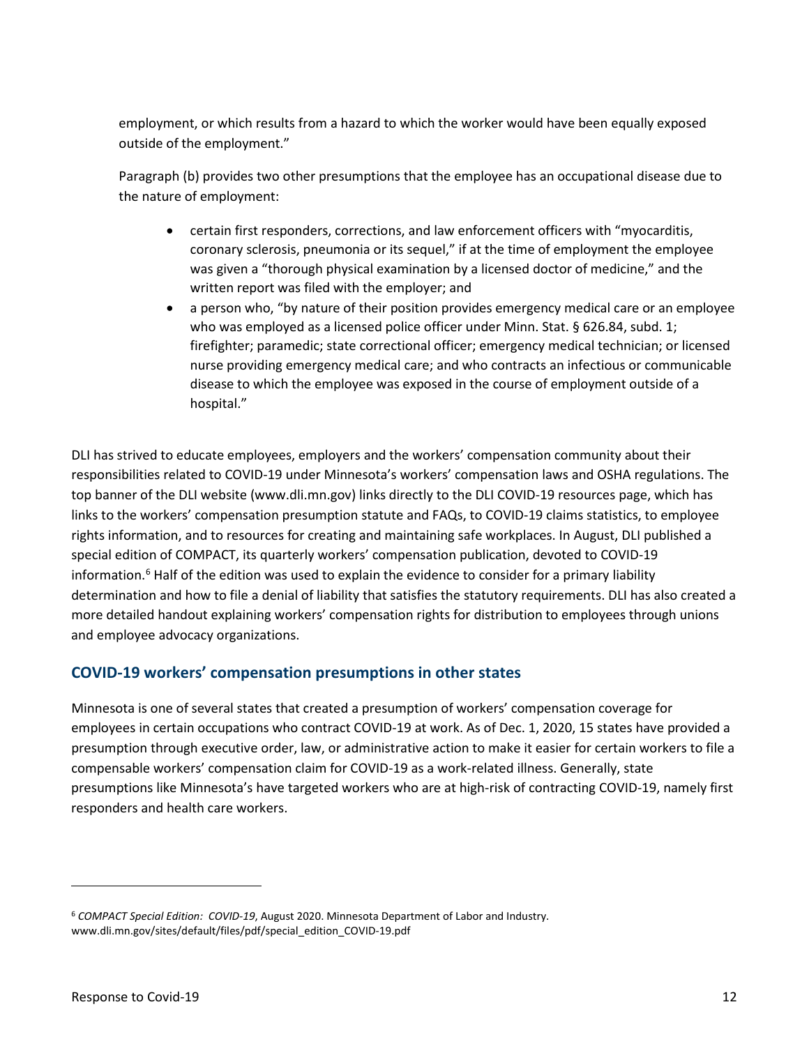employment, or which results from a hazard to which the worker would have been equally exposed outside of the employment."

Paragraph (b) provides two other presumptions that the employee has an occupational disease due to the nature of employment:

- certain first responders, corrections, and law enforcement officers with "myocarditis, coronary sclerosis, pneumonia or its sequel," if at the time of employment the employee was given a "thorough physical examination by a licensed doctor of medicine," and the written report was filed with the employer; and
- a person who, "by nature of their position provides emergency medical care or an employee who was employed as a licensed police officer under Minn. Stat. § 626.84, subd. 1; firefighter; paramedic; state correctional officer; emergency medical technician; or licensed nurse providing emergency medical care; and who contracts an infectious or communicable disease to which the employee was exposed in the course of employment outside of a hospital."

DLI has strived to educate employees, employers and the workers' compensation community about their responsibilities related to COVID-19 under Minnesota's workers' compensation laws and OSHA regulations. The top banner of the DLI website (www.dli.mn.gov) links directly to the DLI COVID-19 resources page, which has links to the workers' compensation presumption statute and FAQs, to COVID-19 claims statistics, to employee rights information, and to resources for creating and maintaining safe workplaces. In August, DLI published a special edition of COMPACT, its quarterly workers' compensation publication, devoted to COVID-19 information.[6] Half of the edition was used to explain the evidence to consider for a primary liability determination and how to file a denial of liability that satisfies the statutory requirements. DLI has also created a more detailed handout explaining workers' compensation rights for distribution to employees through unions and employee advocacy organizations.

## COVID-19 workers' compensation presumptions in other states

Minnesota is one of several states that created a presumption of workers' compensation coverage for employees in certain occupations who contract COVID-19 at work. As of Dec. 1, 2020, 15 states have provided a presumption through executive order, law, or administrative action to make it easier for certain workers to file a compensable workers' compensation claim for COVID-19 as a work-related illness. Generally, state presumptions like Minnesota's have targeted workers who are at high-risk of contracting COVID-19, namely first responders and health care workers.

---

[6] *COMPACT Special Edition: COVID-19*, August 2020. Minnesota Department of Labor and Industry. www.dli.mn.gov/sites/default/files/pdf/special_edition_COVID-19.pdf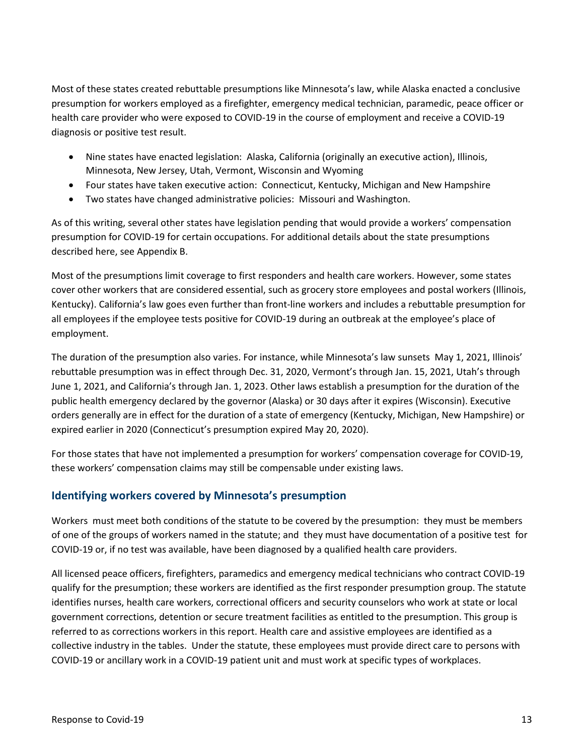Most of these states created rebuttable presumptions like Minnesota's law, while Alaska enacted a conclusive presumption for workers employed as a firefighter, emergency medical technician, paramedic, peace officer or health care provider who were exposed to COVID-19 in the course of employment and receive a COVID-19 diagnosis or positive test result.

- Nine states have enacted legislation: Alaska, California (originally an executive action), Illinois, Minnesota, New Jersey, Utah, Vermont, Wisconsin and Wyoming
- Four states have taken executive action: Connecticut, Kentucky, Michigan and New Hampshire
- Two states have changed administrative policies: Missouri and Washington.

As of this writing, several other states have legislation pending that would provide a workers' compensation presumption for COVID-19 for certain occupations. For additional details about the state presumptions described here, see Appendix B.

Most of the presumptions limit coverage to first responders and health care workers. However, some states cover other workers that are considered essential, such as grocery store employees and postal workers (Illinois, Kentucky). California's law goes even further than front-line workers and includes a rebuttable presumption for all employees if the employee tests positive for COVID-19 during an outbreak at the employee's place of employment.

The duration of the presumption also varies. For instance, while Minnesota's law sunsets May 1, 2021, Illinois' rebuttable presumption was in effect through Dec. 31, 2020, Vermont's through Jan. 15, 2021, Utah's through June 1, 2021, and California's through Jan. 1, 2023. Other laws establish a presumption for the duration of the public health emergency declared by the governor (Alaska) or 30 days after it expires (Wisconsin). Executive orders generally are in effect for the duration of a state of emergency (Kentucky, Michigan, New Hampshire) or expired earlier in 2020 (Connecticut's presumption expired May 20, 2020).

For those states that have not implemented a presumption for workers' compensation coverage for COVID-19, these workers' compensation claims may still be compensable under existing laws.

## Identifying workers covered by Minnesota's presumption

Workers must meet both conditions of the statute to be covered by the presumption: they must be members of one of the groups of workers named in the statute; and they must have documentation of a positive test for COVID-19 or, if no test was available, have been diagnosed by a qualified health care providers.

All licensed peace officers, firefighters, paramedics and emergency medical technicians who contract COVID-19 qualify for the presumption; these workers are identified as the first responder presumption group. The statute identifies nurses, health care workers, correctional officers and security counselors who work at state or local government corrections, detention or secure treatment facilities as entitled to the presumption. This group is referred to as corrections workers in this report. Health care and assistive employees are identified as a collective industry in the tables. Under the statute, these employees must provide direct care to persons with COVID-19 or ancillary work in a COVID-19 patient unit and must work at specific types of workplaces.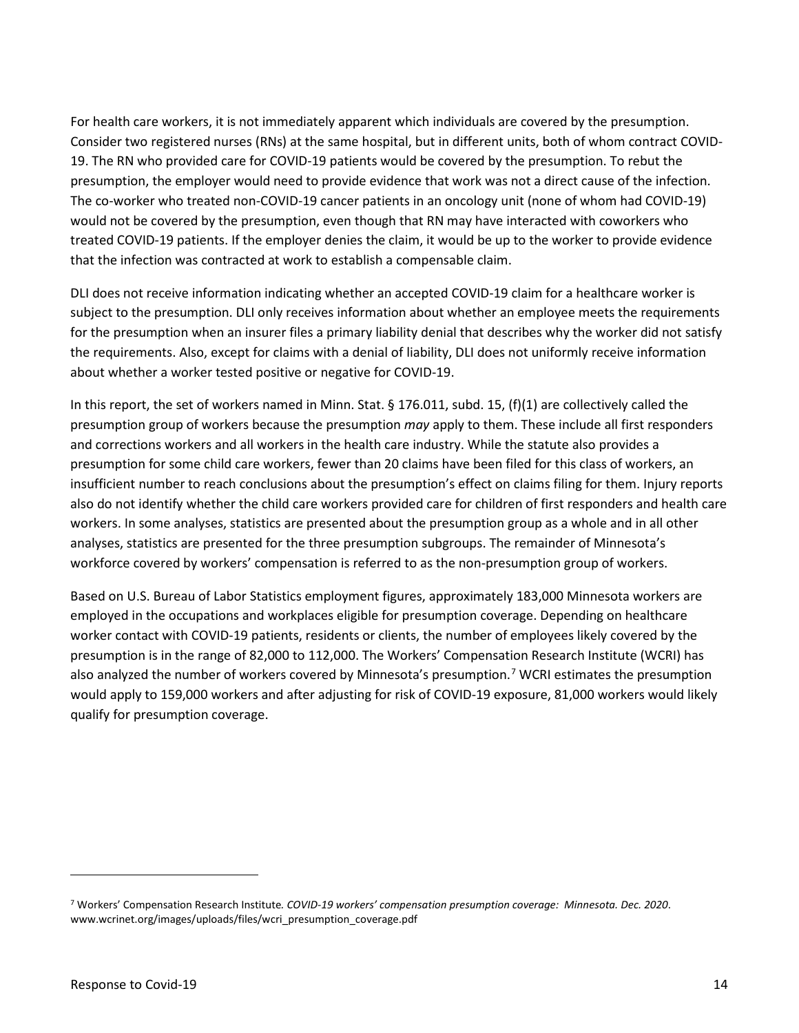For health care workers, it is not immediately apparent which individuals are covered by the presumption. Consider two registered nurses (RNs) at the same hospital, but in different units, both of whom contract COVID-19. The RN who provided care for COVID-19 patients would be covered by the presumption. To rebut the presumption, the employer would need to provide evidence that work was not a direct cause of the infection. The co-worker who treated non-COVID-19 cancer patients in an oncology unit (none of whom had COVID-19) would not be covered by the presumption, even though that RN may have interacted with coworkers who treated COVID-19 patients. If the employer denies the claim, it would be up to the worker to provide evidence that the infection was contracted at work to establish a compensable claim.

DLI does not receive information indicating whether an accepted COVID-19 claim for a healthcare worker is subject to the presumption. DLI only receives information about whether an employee meets the requirements for the presumption when an insurer files a primary liability denial that describes why the worker did not satisfy the requirements. Also, except for claims with a denial of liability, DLI does not uniformly receive information about whether a worker tested positive or negative for COVID-19.

In this report, the set of workers named in Minn. Stat. § 176.011, subd. 15, (f)(1) are collectively called the presumption group of workers because the presumption *may* apply to them. These include all first responders and corrections workers and all workers in the health care industry. While the statute also provides a presumption for some child care workers, fewer than 20 claims have been filed for this class of workers, an insufficient number to reach conclusions about the presumption's effect on claims filing for them. Injury reports also do not identify whether the child care workers provided care for children of first responders and health care workers. In some analyses, statistics are presented about the presumption group as a whole and in all other analyses, statistics are presented for the three presumption subgroups. The remainder of Minnesota's workforce covered by workers' compensation is referred to as the non-presumption group of workers.

Based on U.S. Bureau of Labor Statistics employment figures, approximately 183,000 Minnesota workers are employed in the occupations and workplaces eligible for presumption coverage. Depending on healthcare worker contact with COVID-19 patients, residents or clients, the number of employees likely covered by the presumption is in the range of 82,000 to 112,000. The Workers' Compensation Research Institute (WCRI) has also analyzed the number of workers covered by Minnesota's presumption.[7] WCRI estimates the presumption would apply to 159,000 workers and after adjusting for risk of COVID-19 exposure, 81,000 workers would likely qualify for presumption coverage.

---

[7] Workers' Compensation Research Institute. *COVID-19 workers' compensation presumption coverage: Minnesota. Dec. 2020*. www.wcrinet.org/images/uploads/files/wcri_presumption_coverage.pdf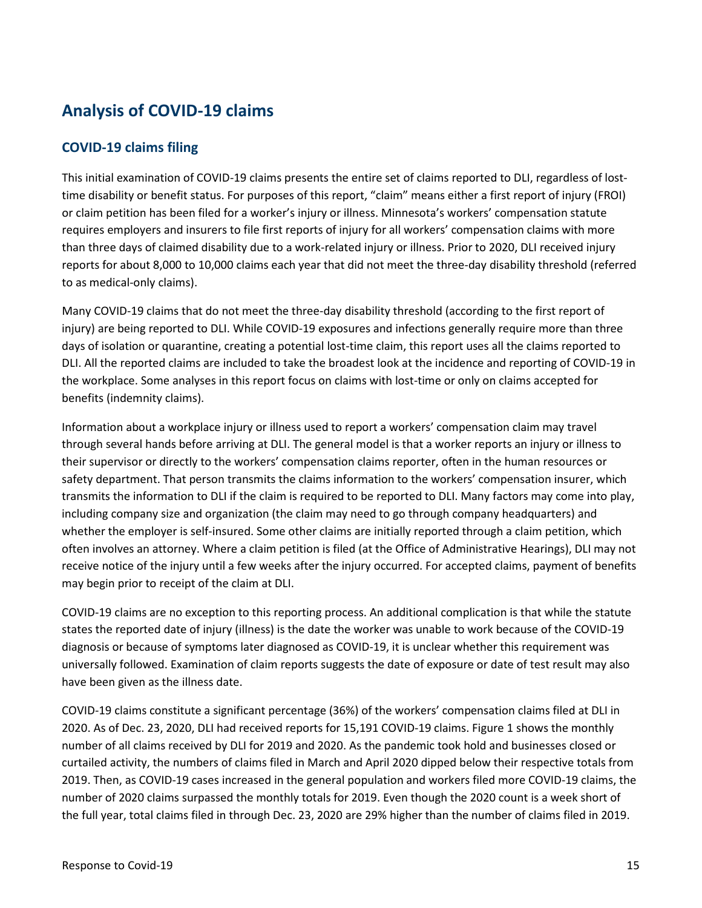## Analysis of COVID-19 claims

### COVID-19 claims filing

This initial examination of COVID-19 claims presents the entire set of claims reported to DLI, regardless of lost-time disability or benefit status. For purposes of this report, "claim" means either a first report of injury (FROI) or claim petition has been filed for a worker's injury or illness. Minnesota's workers' compensation statute requires employers and insurers to file first reports of injury for all workers' compensation claims with more than three days of claimed disability due to a work-related injury or illness. Prior to 2020, DLI received injury reports for about 8,000 to 10,000 claims each year that did not meet the three-day disability threshold (referred to as medical-only claims).

Many COVID-19 claims that do not meet the three-day disability threshold (according to the first report of injury) are being reported to DLI. While COVID-19 exposures and infections generally require more than three days of isolation or quarantine, creating a potential lost-time claim, this report uses all the claims reported to DLI. All the reported claims are included to take the broadest look at the incidence and reporting of COVID-19 in the workplace. Some analyses in this report focus on claims with lost-time or only on claims accepted for benefits (indemnity claims).

Information about a workplace injury or illness used to report a workers' compensation claim may travel through several hands before arriving at DLI. The general model is that a worker reports an injury or illness to their supervisor or directly to the workers' compensation claims reporter, often in the human resources or safety department. That person transmits the claims information to the workers' compensation insurer, which transmits the information to DLI if the claim is required to be reported to DLI. Many factors may come into play, including company size and organization (the claim may need to go through company headquarters) and whether the employer is self-insured. Some other claims are initially reported through a claim petition, which often involves an attorney. Where a claim petition is filed (at the Office of Administrative Hearings), DLI may not receive notice of the injury until a few weeks after the injury occurred. For accepted claims, payment of benefits may begin prior to receipt of the claim at DLI.

COVID-19 claims are no exception to this reporting process. An additional complication is that while the statute states the reported date of injury (illness) is the date the worker was unable to work because of the COVID-19 diagnosis or because of symptoms later diagnosed as COVID-19, it is unclear whether this requirement was universally followed. Examination of claim reports suggests the date of exposure or date of test result may also have been given as the illness date.

COVID-19 claims constitute a significant percentage (36%) of the workers' compensation claims filed at DLI in 2020. As of Dec. 23, 2020, DLI had received reports for 15,191 COVID-19 claims. Figure 1 shows the monthly number of all claims received by DLI for 2019 and 2020. As the pandemic took hold and businesses closed or curtailed activity, the numbers of claims filed in March and April 2020 dipped below their respective totals from 2019. Then, as COVID-19 cases increased in the general population and workers filed more COVID-19 claims, the number of 2020 claims surpassed the monthly totals for 2019. Even though the 2020 count is a week short of the full year, total claims filed in through Dec. 23, 2020 are 29% higher than the number of claims filed in 2019.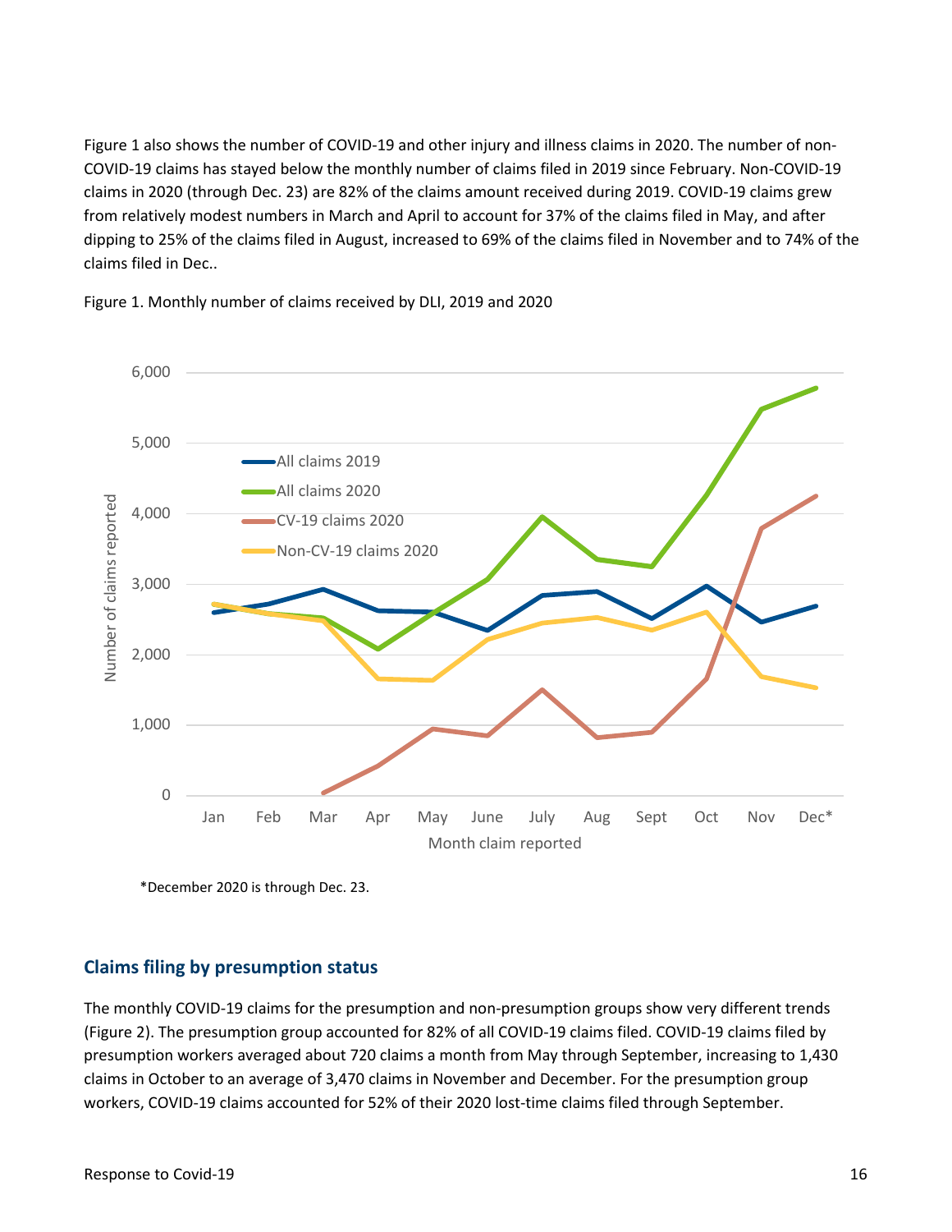Figure 1 also shows the number of COVID-19 and other injury and illness claims in 2020. The number of non-COVID-19 claims has stayed below the monthly number of claims filed in 2019 since February. Non-COVID-19 claims in 2020 (through Dec. 23) are 82% of the claims amount received during 2019. COVID-19 claims grew from relatively modest numbers in March and April to account for 37% of the claims filed in May, and after dipping to 25% of the claims filed in August, increased to 69% of the claims filed in November and to 74% of the claims filed in Dec..

Figure 1. Monthly number of claims received by DLI, 2019 and 2020

*December 2020 is through Dec. 23.

## Claims filing by presumption status

The monthly COVID-19 claims for the presumption and non-presumption groups show very different trends (Figure 2). The presumption group accounted for 82% of all COVID-19 claims filed. COVID-19 claims filed by presumption workers averaged about 720 claims a month from May through September, increasing to 1,430 claims in October to an average of 3,470 claims in November and December. For the presumption group workers, COVID-19 claims accounted for 52% of their 2020 lost-time claims filed through September.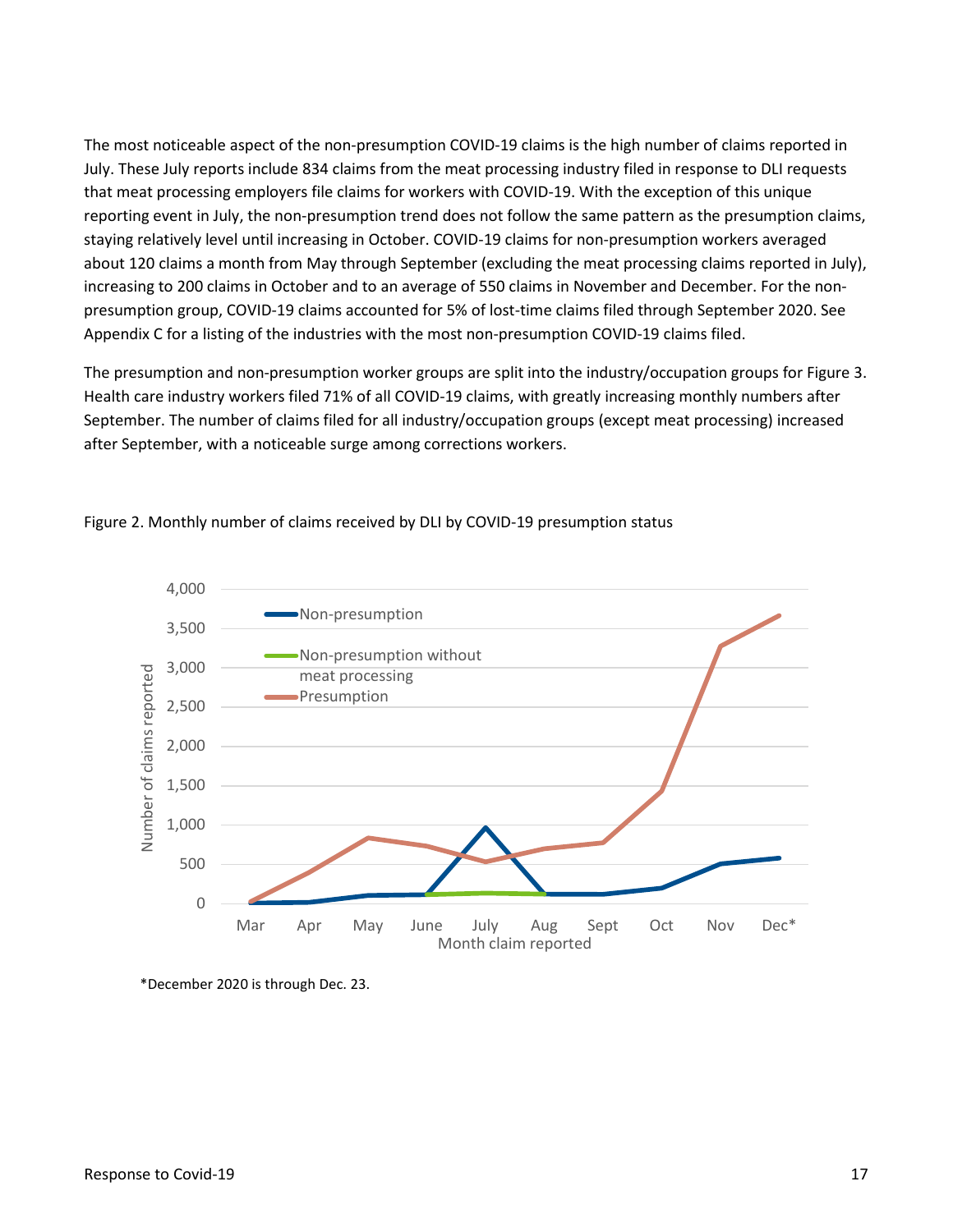The most noticeable aspect of the non-presumption COVID-19 claims is the high number of claims reported in July. These July reports include 834 claims from the meat processing industry filed in response to DLI requests that meat processing employers file claims for workers with COVID-19. With the exception of this unique reporting event in July, the non-presumption trend does not follow the same pattern as the presumption claims, staying relatively level until increasing in October. COVID-19 claims for non-presumption workers averaged about 120 claims a month from May through September (excluding the meat processing claims reported in July), increasing to 200 claims in October and to an average of 550 claims in November and December. For the non-presumption group, COVID-19 claims accounted for 5% of lost-time claims filed through September 2020. See Appendix C for a listing of the industries with the most non-presumption COVID-19 claims filed.

The presumption and non-presumption worker groups are split into the industry/occupation groups for Figure 3. Health care industry workers filed 71% of all COVID-19 claims, with greatly increasing monthly numbers after September. The number of claims filed for all industry/occupation groups (except meat processing) increased after September, with a noticeable surge among corrections workers.

Figure 2. Monthly number of claims received by DLI by COVID-19 presumption status

*December 2020 is through Dec. 23.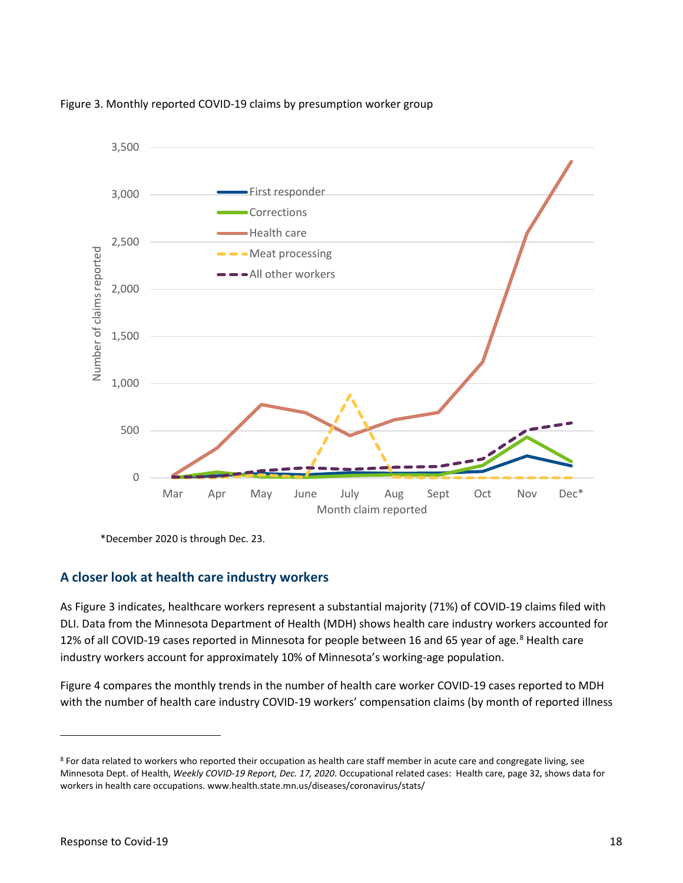Figure 3. Monthly reported COVID-19 claims by presumption worker group

*December 2020 is through Dec. 23.

### A closer look at health care industry workers

As Figure 3 indicates, healthcare workers represent a substantial majority (71%) of COVID-19 claims filed with DLI. Data from the Minnesota Department of Health (MDH) shows health care industry workers accounted for 12% of all COVID-19 cases reported in Minnesota for people between 16 and 65 year of age.[8] Health care industry workers account for approximately 10% of Minnesota's working-age population.

Figure 4 compares the monthly trends in the number of health care worker COVID-19 cases reported to MDH with the number of health care industry COVID-19 workers' compensation claims (by month of reported illness

---

[8] For data related to workers who reported their occupation as health care staff member in acute care and congregate living, see Minnesota Dept. of Health, *Weekly COVID-19 Report, Dec. 17, 2020*. Occupational related cases: Health care, page 32, shows data for workers in health care occupations. www.health.state.mn.us/diseases/coronavirus/stats/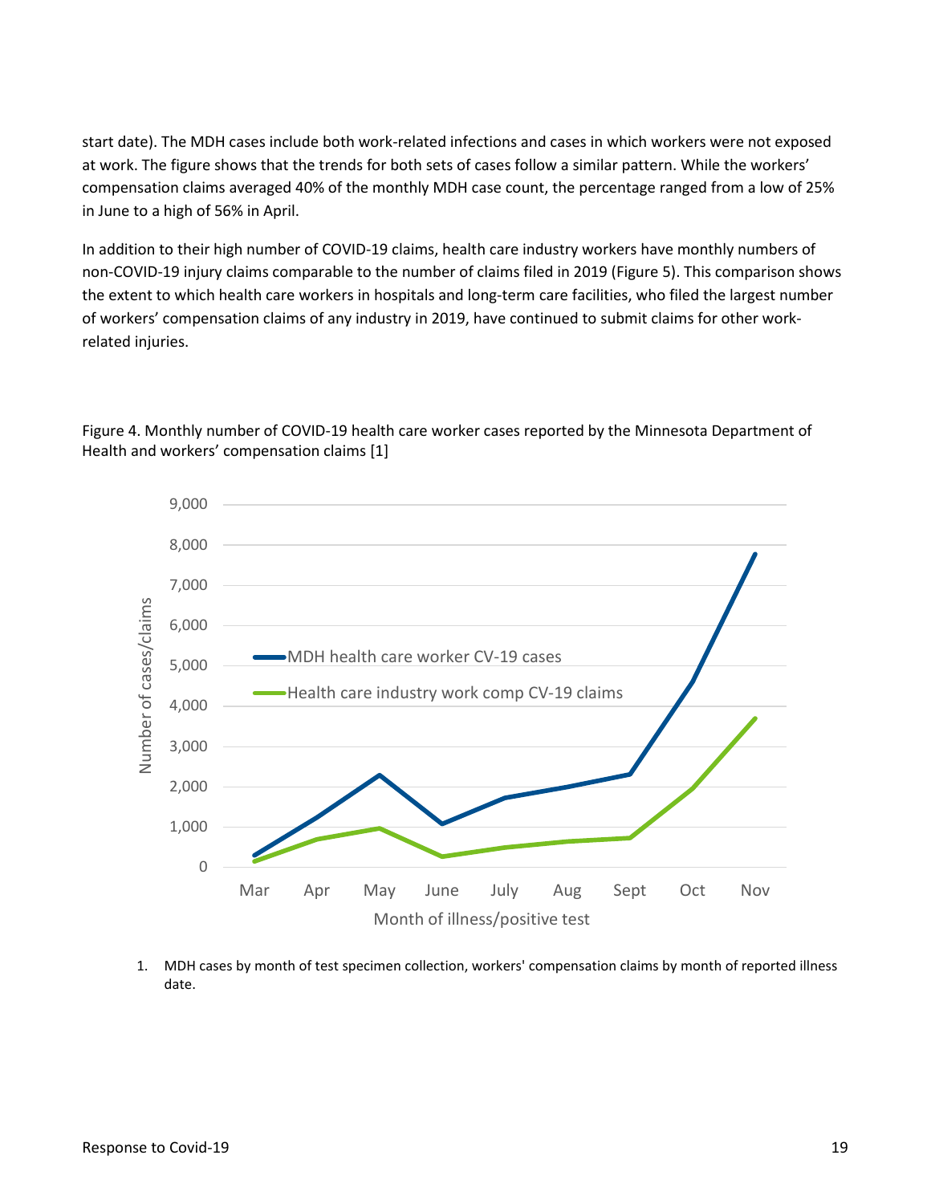start date). The MDH cases include both work-related infections and cases in which workers were not exposed at work. The figure shows that the trends for both sets of cases follow a similar pattern. While the workers' compensation claims averaged 40% of the monthly MDH case count, the percentage ranged from a low of 25% in June to a high of 56% in April.

In addition to their high number of COVID-19 claims, health care industry workers have monthly numbers of non-COVID-19 injury claims comparable to the number of claims filed in 2019 (Figure 5). This comparison shows the extent to which health care workers in hospitals and long-term care facilities, who filed the largest number of workers' compensation claims of any industry in 2019, have continued to submit claims for other work-related injuries.

Figure 4. Monthly number of COVID-19 health care worker cases reported by the Minnesota Department of Health and workers' compensation claims [1]

1. MDH cases by month of test specimen collection, workers' compensation claims by month of reported illness date.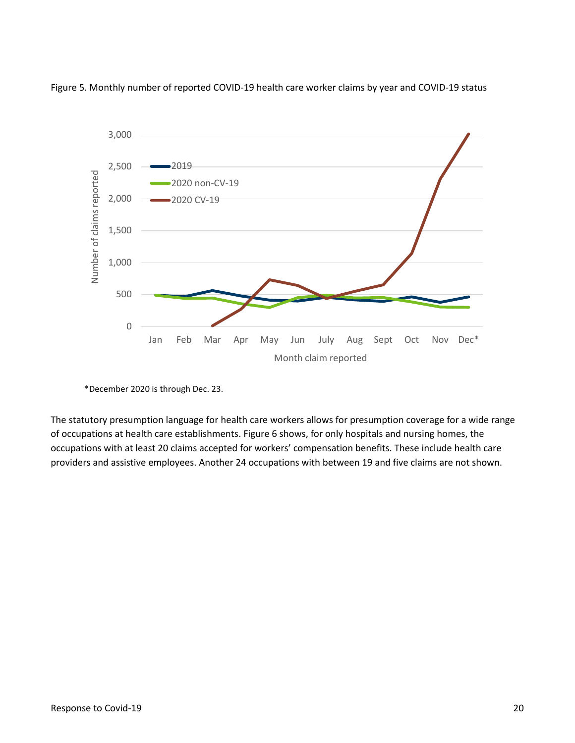Figure 5. Monthly number of reported COVID-19 health care worker claims by year and COVID-19 status

*December 2020 is through Dec. 23.

The statutory presumption language for health care workers allows for presumption coverage for a wide range of occupations at health care establishments. Figure 6 shows, for only hospitals and nursing homes, the occupations with at least 20 claims accepted for workers' compensation benefits. These include health care providers and assistive employees. Another 24 occupations with between 19 and five claims are not shown.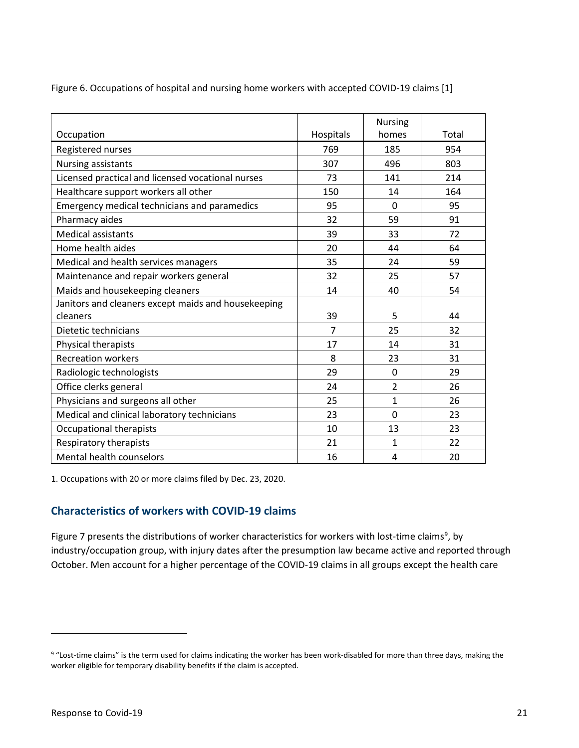Figure 6. Occupations of hospital and nursing home workers with accepted COVID-19 claims [1]

| Occupation | Hospitals | Nursing homes | Total |
|---|---|---|---|
| Registered nurses | 769 | 185 | 954 |
| Nursing assistants | 307 | 496 | 803 |
| Licensed practical and licensed vocational nurses | 73 | 141 | 214 |
| Healthcare support workers all other | 150 | 14 | 164 |
| Emergency medical technicians and paramedics | 95 | 0 | 95 |
| Pharmacy aides | 32 | 59 | 91 |
| Medical assistants | 39 | 33 | 72 |
| Home health aides | 20 | 44 | 64 |
| Medical and health services managers | 35 | 24 | 59 |
| Maintenance and repair workers general | 32 | 25 | 57 |
| Maids and housekeeping cleaners | 14 | 40 | 54 |
| Janitors and cleaners except maids and housekeeping cleaners | 39 | 5 | 44 |
| Dietetic technicians | 7 | 25 | 32 |
| Physical therapists | 17 | 14 | 31 |
| Recreation workers | 8 | 23 | 31 |
| Radiologic technologists | 29 | 0 | 29 |
| Office clerks general | 24 | 2 | 26 |
| Physicians and surgeons all other | 25 | 1 | 26 |
| Medical and clinical laboratory technicians | 23 | 0 | 23 |
| Occupational therapists | 10 | 13 | 23 |
| Respiratory therapists | 21 | 1 | 22 |
| Mental health counselors | 16 | 4 | 20 |

1. Occupations with 20 or more claims filed by Dec. 23, 2020.

## Characteristics of workers with COVID-19 claims

Figure 7 presents the distributions of worker characteristics for workers with lost-time claims[9], by industry/occupation group, with injury dates after the presumption law became active and reported through October. Men account for a higher percentage of the COVID-19 claims in all groups except the health care

[9] "Lost-time claims" is the term used for claims indicating the worker has been work-disabled for more than three days, making the worker eligible for temporary disability benefits if the claim is accepted.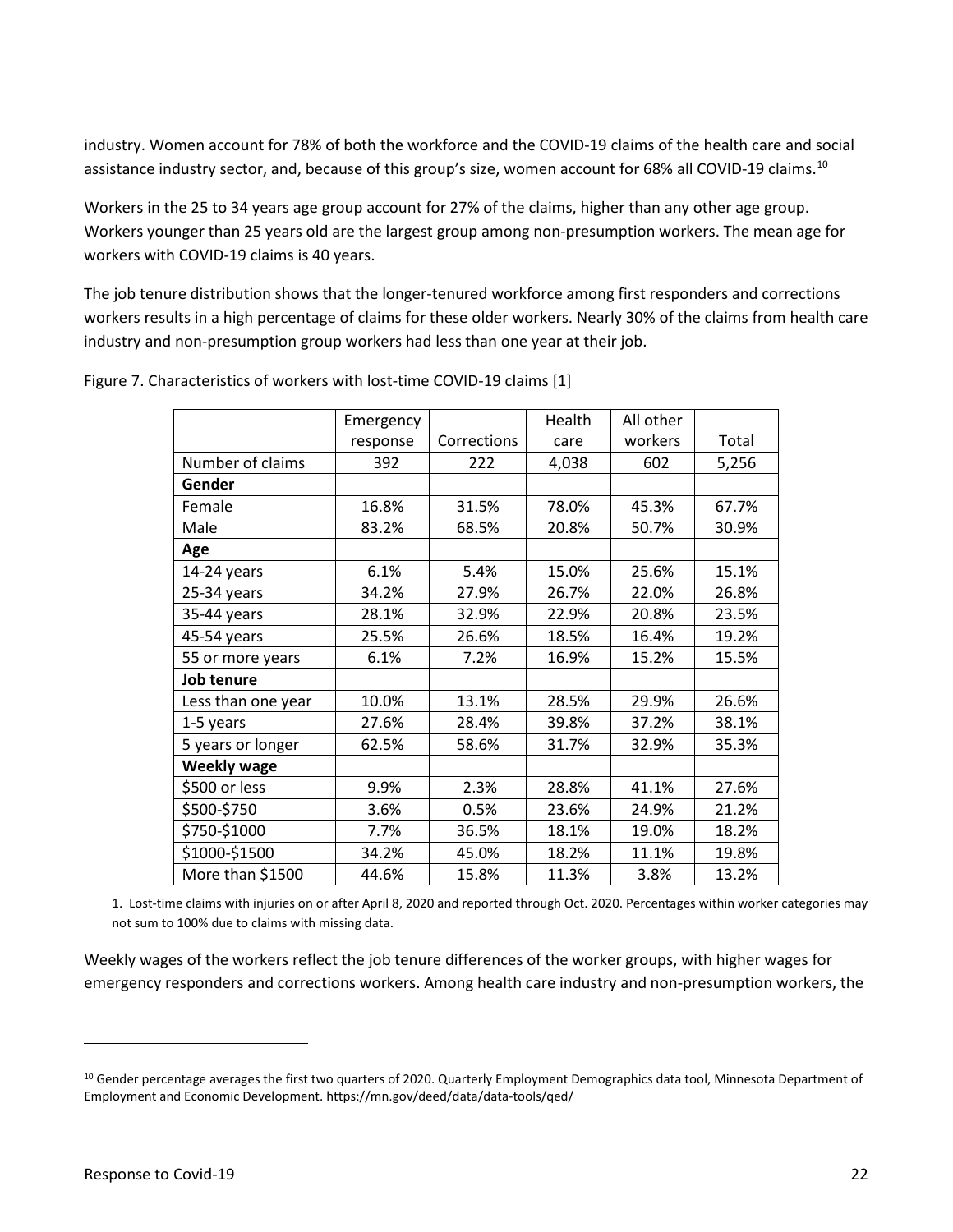industry. Women account for 78% of both the workforce and the COVID-19 claims of the health care and social assistance industry sector, and, because of this group's size, women account for 68% all COVID-19 claims.[10]

Workers in the 25 to 34 years age group account for 27% of the claims, higher than any other age group. Workers younger than 25 years old are the largest group among non-presumption workers. The mean age for workers with COVID-19 claims is 40 years.

The job tenure distribution shows that the longer-tenured workforce among first responders and corrections workers results in a high percentage of claims for these older workers. Nearly 30% of the claims from health care industry and non-presumption group workers had less than one year at their job.

Figure 7. Characteristics of workers with lost-time COVID-19 claims [1]

| | Emergency response | Corrections | Health care | All other workers | Total |
|---|---|---|---|---|---|
| Number of claims | 392 | 222 | 4,038 | 602 | 5,256 |
| **Gender** | | | | | |
| Female | 16.8% | 31.5% | 78.0% | 45.3% | 67.7% |
| Male | 83.2% | 68.5% | 20.8% | 50.7% | 30.9% |
| **Age** | | | | | |
| 14-24 years | 6.1% | 5.4% | 15.0% | 25.6% | 15.1% |
| 25-34 years | 34.2% | 27.9% | 26.7% | 22.0% | 26.8% |
| 35-44 years | 28.1% | 32.9% | 22.9% | 20.8% | 23.5% |
| 45-54 years | 25.5% | 26.6% | 18.5% | 16.4% | 19.2% |
| 55 or more years | 6.1% | 7.2% | 16.9% | 15.2% | 15.5% |
| **Job tenure** | | | | | |
| Less than one year | 10.0% | 13.1% | 28.5% | 29.9% | 26.6% |
| 1-5 years | 27.6% | 28.4% | 39.8% | 37.2% | 38.1% |
| 5 years or longer | 62.5% | 58.6% | 31.7% | 32.9% | 35.3% |
| **Weekly wage** | | | | | |
| $500 or less | 9.9% | 2.3% | 28.8% | 41.1% | 27.6% |
| $500-$750 | 3.6% | 0.5% | 23.6% | 24.9% | 21.2% |
| $750-$1000 | 7.7% | 36.5% | 18.1% | 19.0% | 18.2% |
| $1000-$1500 | 34.2% | 45.0% | 18.2% | 11.1% | 19.8% |
| More than $1500 | 44.6% | 15.8% | 11.3% | 3.8% | 13.2% |

1. Lost-time claims with injuries on or after April 8, 2020 and reported through Oct. 2020. Percentages within worker categories may not sum to 100% due to claims with missing data.

Weekly wages of the workers reflect the job tenure differences of the worker groups, with higher wages for emergency responders and corrections workers. Among health care industry and non-presumption workers, the

[10] Gender percentage averages the first two quarters of 2020. Quarterly Employment Demographics data tool, Minnesota Department of Employment and Economic Development. https://mn.gov/deed/data/data-tools/qed/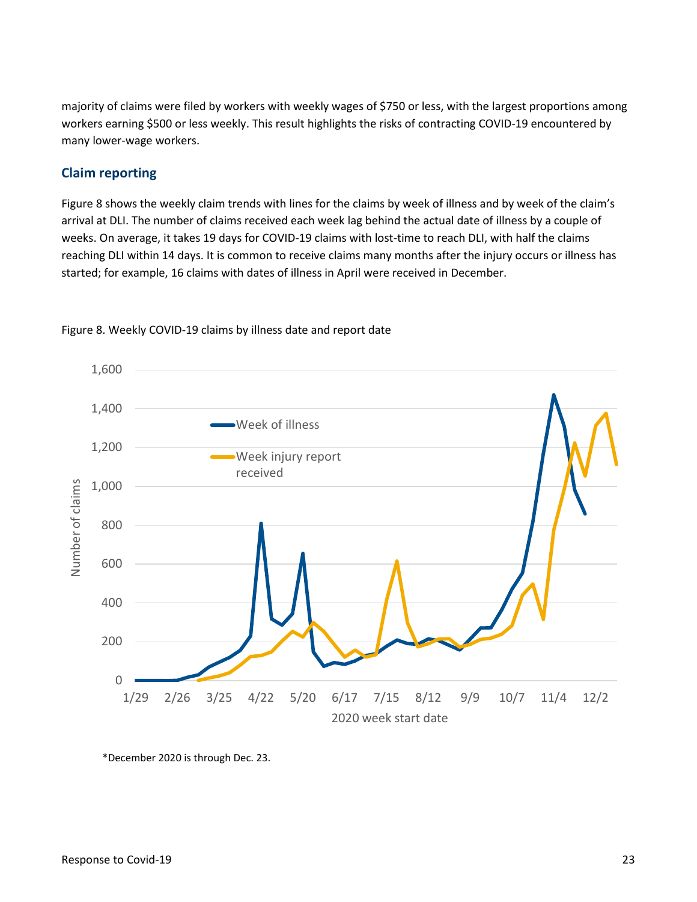majority of claims were filed by workers with weekly wages of $750 or less, with the largest proportions among workers earning $500 or less weekly. This result highlights the risks of contracting COVID-19 encountered by many lower-wage workers.

## Claim reporting

Figure 8 shows the weekly claim trends with lines for the claims by week of illness and by week of the claim's arrival at DLI. The number of claims received each week lag behind the actual date of illness by a couple of weeks. On average, it takes 19 days for COVID-19 claims with lost-time to reach DLI, with half the claims reaching DLI within 14 days. It is common to receive claims many months after the injury occurs or illness has started; for example, 16 claims with dates of illness in April were received in December.

Figure 8. Weekly COVID-19 claims by illness date and report date

*December 2020 is through Dec. 23.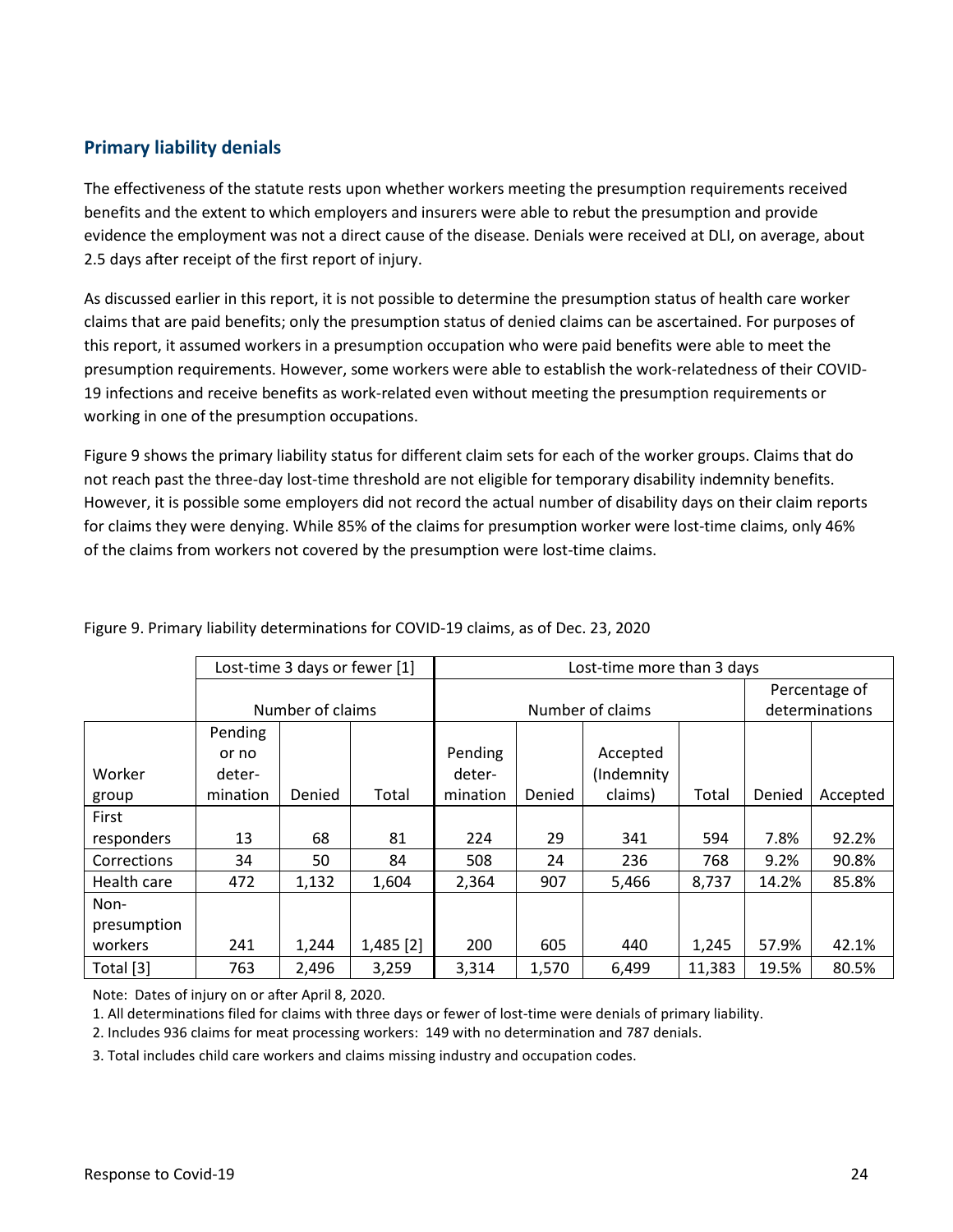## Primary liability denials

The effectiveness of the statute rests upon whether workers meeting the presumption requirements received benefits and the extent to which employers and insurers were able to rebut the presumption and provide evidence the employment was not a direct cause of the disease. Denials were received at DLI, on average, about 2.5 days after receipt of the first report of injury.

As discussed earlier in this report, it is not possible to determine the presumption status of health care worker claims that are paid benefits; only the presumption status of denied claims can be ascertained. For purposes of this report, it assumed workers in a presumption occupation who were paid benefits were able to meet the presumption requirements. However, some workers were able to establish the work-relatedness of their COVID-19 infections and receive benefits as work-related even without meeting the presumption requirements or working in one of the presumption occupations.

Figure 9 shows the primary liability status for different claim sets for each of the worker groups. Claims that do not reach past the three-day lost-time threshold are not eligible for temporary disability indemnity benefits. However, it is possible some employers did not record the actual number of disability days on their claim reports for claims they were denying. While 85% of the claims for presumption worker were lost-time claims, only 46% of the claims from workers not covered by the presumption were lost-time claims.

Figure 9. Primary liability determinations for COVID-19 claims, as of Dec. 23, 2020

| | Lost-time 3 days or fewer [1] | | | Lost-time more than 3 days | | | | | |
|---|---|---|---|---|---|---|---|---|---|
| | Number of claims | | | Number of claims | | | | Percentage of determinations | |
| Worker group | Pending or no deter-mination | Denied | Total | Pending deter-mination | Denied | Accepted (Indemnity claims) | Total | Denied | Accepted |
| First responders | 13 | 68 | 81 | 224 | 29 | 341 | 594 | 7.8% | 92.2% |
| Corrections | 34 | 50 | 84 | 508 | 24 | 236 | 768 | 9.2% | 90.8% |
| Health care | 472 | 1,132 | 1,604 | 2,364 | 907 | 5,466 | 8,737 | 14.2% | 85.8% |
| Non-presumption workers | 241 | 1,244 | 1,485 [2] | 200 | 605 | 440 | 1,245 | 57.9% | 42.1% |
| Total [3] | 763 | 2,496 | 3,259 | 3,314 | 1,570 | 6,499 | 11,383 | 19.5% | 80.5% |

Note: Dates of injury on or after April 8, 2020.

1. All determinations filed for claims with three days or fewer of lost-time were denials of primary liability.

2. Includes 936 claims for meat processing workers: 149 with no determination and 787 denials.

3. Total includes child care workers and claims missing industry and occupation codes.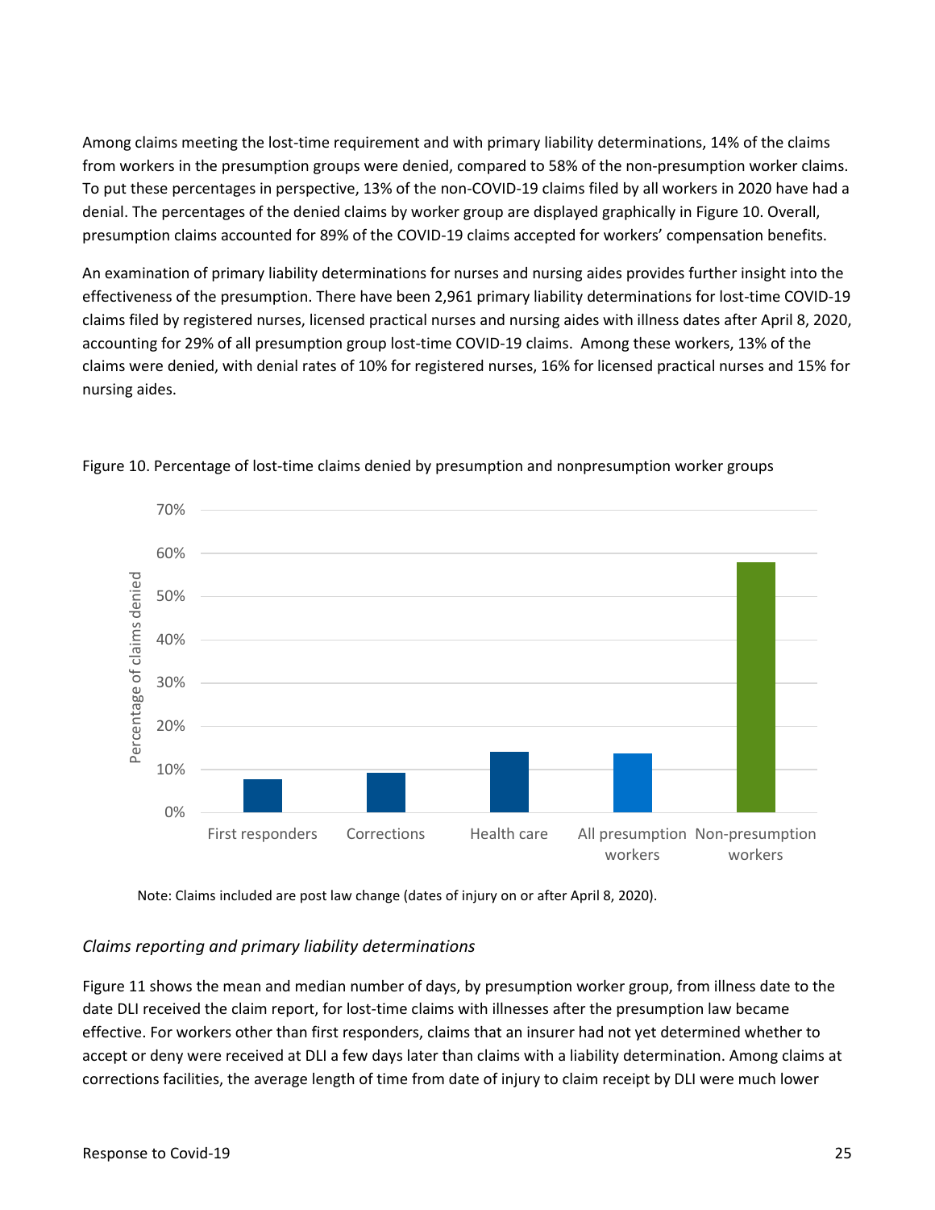Among claims meeting the lost-time requirement and with primary liability determinations, 14% of the claims from workers in the presumption groups were denied, compared to 58% of the non-presumption worker claims. To put these percentages in perspective, 13% of the non-COVID-19 claims filed by all workers in 2020 have had a denial. The percentages of the denied claims by worker group are displayed graphically in Figure 10. Overall, presumption claims accounted for 89% of the COVID-19 claims accepted for workers' compensation benefits.

An examination of primary liability determinations for nurses and nursing aides provides further insight into the effectiveness of the presumption. There have been 2,961 primary liability determinations for lost-time COVID-19 claims filed by registered nurses, licensed practical nurses and nursing aides with illness dates after April 8, 2020, accounting for 29% of all presumption group lost-time COVID-19 claims. Among these workers, 13% of the claims were denied, with denial rates of 10% for registered nurses, 16% for licensed practical nurses and 15% for nursing aides.

Figure 10. Percentage of lost-time claims denied by presumption and nonpresumption worker groups

Note: Claims included are post law change (dates of injury on or after April 8, 2020).

## *Claims reporting and primary liability determinations*

Figure 11 shows the mean and median number of days, by presumption worker group, from illness date to the date DLI received the claim report, for lost-time claims with illnesses after the presumption law became effective. For workers other than first responders, claims that an insurer had not yet determined whether to accept or deny were received at DLI a few days later than claims with a liability determination. Among claims at corrections facilities, the average length of time from date of injury to claim receipt by DLI were much lower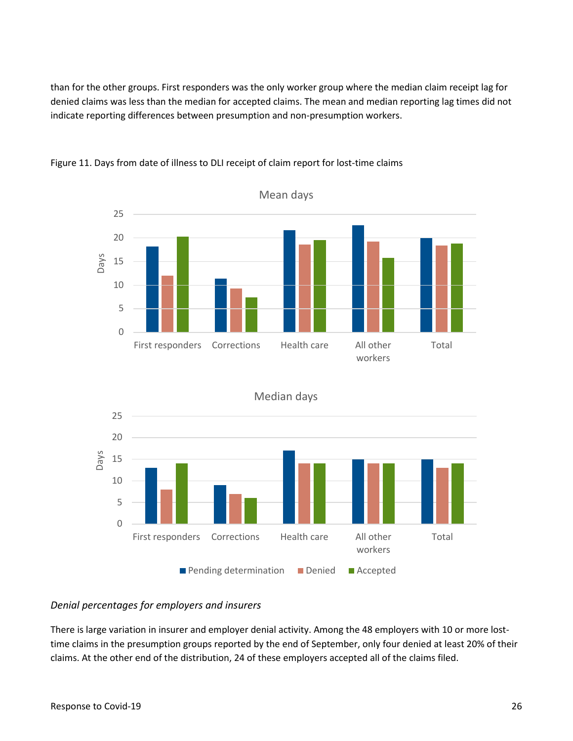than for the other groups. First responders was the only worker group where the median claim receipt lag for denied claims was less than the median for accepted claims. The mean and median reporting lag times did not indicate reporting differences between presumption and non-presumption workers.

Figure 11. Days from date of illness to DLI receipt of claim report for lost-time claims

*Denial percentages for employers and insurers*

There is large variation in insurer and employer denial activity. Among the 48 employers with 10 or more lost-time claims in the presumption groups reported by the end of September, only four denied at least 20% of their claims. At the other end of the distribution, 24 of these employers accepted all of the claims filed.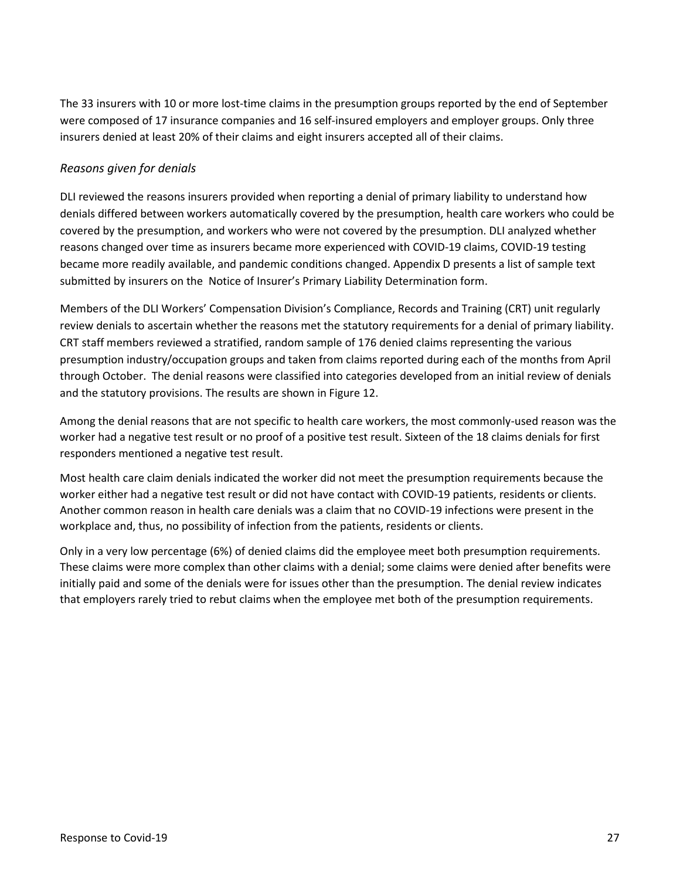The 33 insurers with 10 or more lost-time claims in the presumption groups reported by the end of September were composed of 17 insurance companies and 16 self-insured employers and employer groups. Only three insurers denied at least 20% of their claims and eight insurers accepted all of their claims.

### *Reasons given for denials*

DLI reviewed the reasons insurers provided when reporting a denial of primary liability to understand how denials differed between workers automatically covered by the presumption, health care workers who could be covered by the presumption, and workers who were not covered by the presumption. DLI analyzed whether reasons changed over time as insurers became more experienced with COVID-19 claims, COVID-19 testing became more readily available, and pandemic conditions changed. Appendix D presents a list of sample text submitted by insurers on the Notice of Insurer's Primary Liability Determination form.

Members of the DLI Workers' Compensation Division's Compliance, Records and Training (CRT) unit regularly review denials to ascertain whether the reasons met the statutory requirements for a denial of primary liability. CRT staff members reviewed a stratified, random sample of 176 denied claims representing the various presumption industry/occupation groups and taken from claims reported during each of the months from April through October. The denial reasons were classified into categories developed from an initial review of denials and the statutory provisions. The results are shown in Figure 12.

Among the denial reasons that are not specific to health care workers, the most commonly-used reason was the worker had a negative test result or no proof of a positive test result. Sixteen of the 18 claims denials for first responders mentioned a negative test result.

Most health care claim denials indicated the worker did not meet the presumption requirements because the worker either had a negative test result or did not have contact with COVID-19 patients, residents or clients. Another common reason in health care denials was a claim that no COVID-19 infections were present in the workplace and, thus, no possibility of infection from the patients, residents or clients.

Only in a very low percentage (6%) of denied claims did the employee meet both presumption requirements. These claims were more complex than other claims with a denial; some claims were denied after benefits were initially paid and some of the denials were for issues other than the presumption. The denial review indicates that employers rarely tried to rebut claims when the employee met both of the presumption requirements.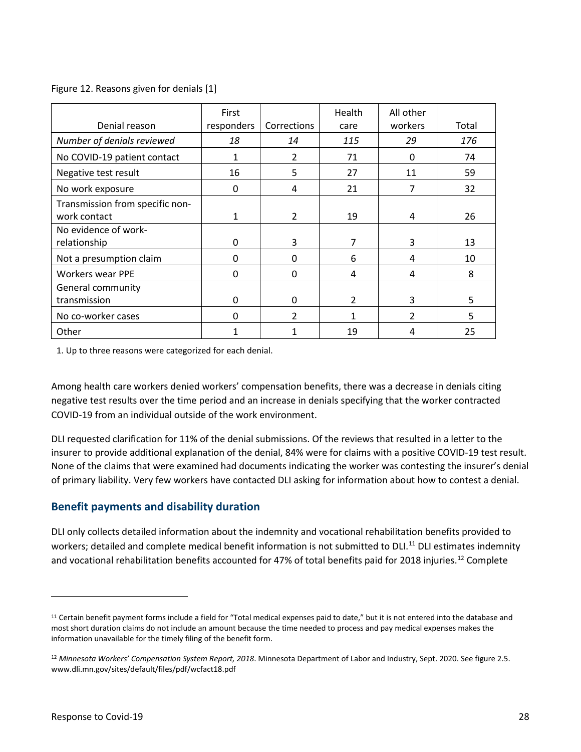Figure 12. Reasons given for denials [1]

| Denial reason | First responders | Corrections | Health care | All other workers | Total |
|---|---|---|---|---|---|
| *Number of denials reviewed* | *18* | *14* | *115* | *29* | *176* |
| No COVID-19 patient contact | 1 | 2 | 71 | 0 | 74 |
| Negative test result | 16 | 5 | 27 | 11 | 59 |
| No work exposure | 0 | 4 | 21 | 7 | 32 |
| Transmission from specific non-work contact | 1 | 2 | 19 | 4 | 26 |
| No evidence of work-relationship | 0 | 3 | 7 | 3 | 13 |
| Not a presumption claim | 0 | 0 | 6 | 4 | 10 |
| Workers wear PPE | 0 | 0 | 4 | 4 | 8 |
| General community transmission | 0 | 0 | 2 | 3 | 5 |
| No co-worker cases | 0 | 2 | 1 | 2 | 5 |
| Other | 1 | 1 | 19 | 4 | 25 |

1. Up to three reasons were categorized for each denial.

Among health care workers denied workers' compensation benefits, there was a decrease in denials citing negative test results over the time period and an increase in denials specifying that the worker contracted COVID-19 from an individual outside of the work environment.

DLI requested clarification for 11% of the denial submissions. Of the reviews that resulted in a letter to the insurer to provide additional explanation of the denial, 84% were for claims with a positive COVID-19 test result. None of the claims that were examined had documents indicating the worker was contesting the insurer's denial of primary liability. Very few workers have contacted DLI asking for information about how to contest a denial.

## Benefit payments and disability duration

DLI only collects detailed information about the indemnity and vocational rehabilitation benefits provided to workers; detailed and complete medical benefit information is not submitted to DLI.[11] DLI estimates indemnity and vocational rehabilitation benefits accounted for 47% of total benefits paid for 2018 injuries.[12] Complete

[11] Certain benefit payment forms include a field for "Total medical expenses paid to date," but it is not entered into the database and most short duration claims do not include an amount because the time needed to process and pay medical expenses makes the information unavailable for the timely filing of the benefit form.

[12] *Minnesota Workers' Compensation System Report, 2018*. Minnesota Department of Labor and Industry, Sept. 2020. See figure 2.5. www.dli.mn.gov/sites/default/files/pdf/wcfact18.pdf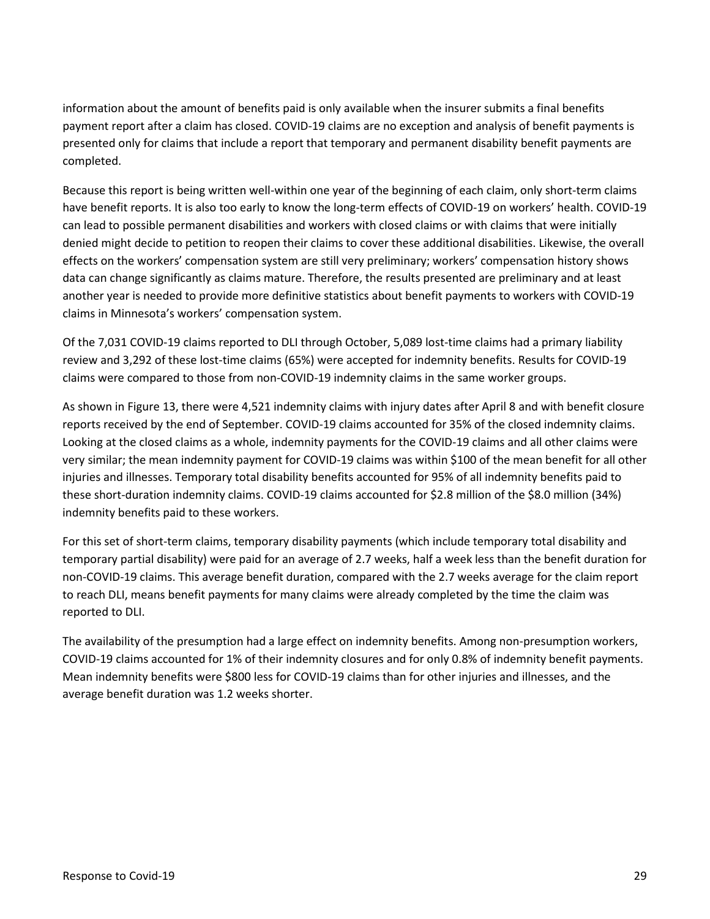information about the amount of benefits paid is only available when the insurer submits a final benefits payment report after a claim has closed. COVID-19 claims are no exception and analysis of benefit payments is presented only for claims that include a report that temporary and permanent disability benefit payments are completed.

Because this report is being written well-within one year of the beginning of each claim, only short-term claims have benefit reports. It is also too early to know the long-term effects of COVID-19 on workers' health. COVID-19 can lead to possible permanent disabilities and workers with closed claims or with claims that were initially denied might decide to petition to reopen their claims to cover these additional disabilities. Likewise, the overall effects on the workers' compensation system are still very preliminary; workers' compensation history shows data can change significantly as claims mature. Therefore, the results presented are preliminary and at least another year is needed to provide more definitive statistics about benefit payments to workers with COVID-19 claims in Minnesota's workers' compensation system.

Of the 7,031 COVID-19 claims reported to DLI through October, 5,089 lost-time claims had a primary liability review and 3,292 of these lost-time claims (65%) were accepted for indemnity benefits. Results for COVID-19 claims were compared to those from non-COVID-19 indemnity claims in the same worker groups.

As shown in Figure 13, there were 4,521 indemnity claims with injury dates after April 8 and with benefit closure reports received by the end of September. COVID-19 claims accounted for 35% of the closed indemnity claims. Looking at the closed claims as a whole, indemnity payments for the COVID-19 claims and all other claims were very similar; the mean indemnity payment for COVID-19 claims was within $100 of the mean benefit for all other injuries and illnesses. Temporary total disability benefits accounted for 95% of all indemnity benefits paid to these short-duration indemnity claims. COVID-19 claims accounted for $2.8 million of the $8.0 million (34%) indemnity benefits paid to these workers.

For this set of short-term claims, temporary disability payments (which include temporary total disability and temporary partial disability) were paid for an average of 2.7 weeks, half a week less than the benefit duration for non-COVID-19 claims. This average benefit duration, compared with the 2.7 weeks average for the claim report to reach DLI, means benefit payments for many claims were already completed by the time the claim was reported to DLI.

The availability of the presumption had a large effect on indemnity benefits. Among non-presumption workers, COVID-19 claims accounted for 1% of their indemnity closures and for only 0.8% of indemnity benefit payments. Mean indemnity benefits were $800 less for COVID-19 claims than for other injuries and illnesses, and the average benefit duration was 1.2 weeks shorter.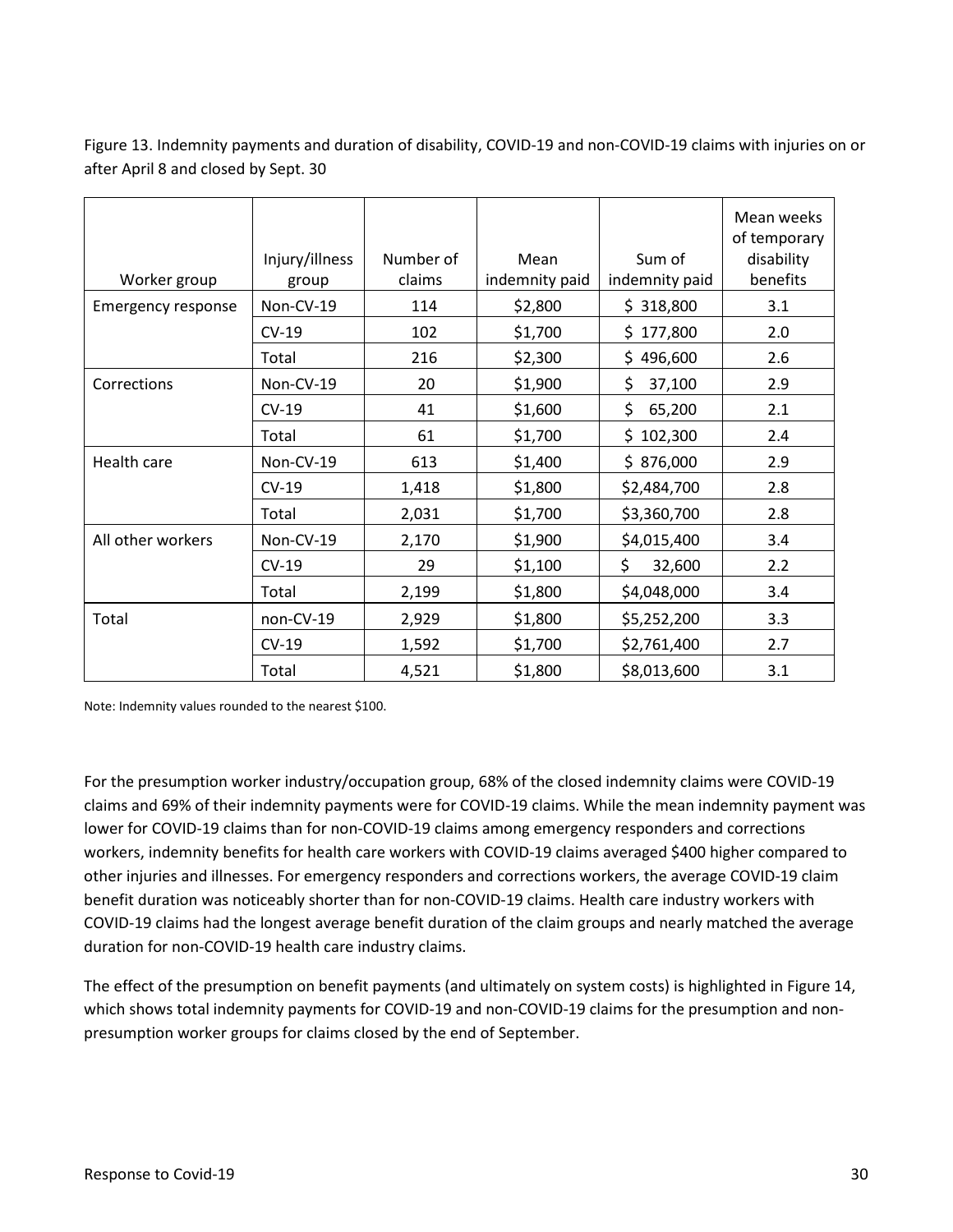Figure 13. Indemnity payments and duration of disability, COVID-19 and non-COVID-19 claims with injuries on or after April 8 and closed by Sept. 30

| Worker group | Injury/illness group | Number of claims | Mean indemnity paid | Sum of indemnity paid | Mean weeks of temporary disability benefits |
|---|---|---|---|---|---|
| Emergency response | Non-CV-19 | 114 | $2,800 | $ 318,800 | 3.1 |
| | CV-19 | 102 | $1,700 | $ 177,800 | 2.0 |
| | Total | 216 | $2,300 | $ 496,600 | 2.6 |
| Corrections | Non-CV-19 | 20 | $1,900 | $ 37,100 | 2.9 |
| | CV-19 | 41 | $1,600 | $ 65,200 | 2.1 |
| | Total | 61 | $1,700 | $ 102,300 | 2.4 |
| Health care | Non-CV-19 | 613 | $1,400 | $ 876,000 | 2.9 |
| | CV-19 | 1,418 | $1,800 | $2,484,700 | 2.8 |
| | Total | 2,031 | $1,700 | $3,360,700 | 2.8 |
| All other workers | Non-CV-19 | 2,170 | $1,900 | $4,015,400 | 3.4 |
| | CV-19 | 29 | $1,100 | $ 32,600 | 2.2 |
| | Total | 2,199 | $1,800 | $4,048,000 | 3.4 |
| Total | non-CV-19 | 2,929 | $1,800 | $5,252,200 | 3.3 |
| | CV-19 | 1,592 | $1,700 | $2,761,400 | 2.7 |
| | Total | 4,521 | $1,800 | $8,013,600 | 3.1 |

Note: Indemnity values rounded to the nearest $100.

For the presumption worker industry/occupation group, 68% of the closed indemnity claims were COVID-19 claims and 69% of their indemnity payments were for COVID-19 claims. While the mean indemnity payment was lower for COVID-19 claims than for non-COVID-19 claims among emergency responders and corrections workers, indemnity benefits for health care workers with COVID-19 claims averaged $400 higher compared to other injuries and illnesses. For emergency responders and corrections workers, the average COVID-19 claim benefit duration was noticeably shorter than for non-COVID-19 claims. Health care industry workers with COVID-19 claims had the longest average benefit duration of the claim groups and nearly matched the average duration for non-COVID-19 health care industry claims.

The effect of the presumption on benefit payments (and ultimately on system costs) is highlighted in Figure 14, which shows total indemnity payments for COVID-19 and non-COVID-19 claims for the presumption and non-presumption worker groups for claims closed by the end of September.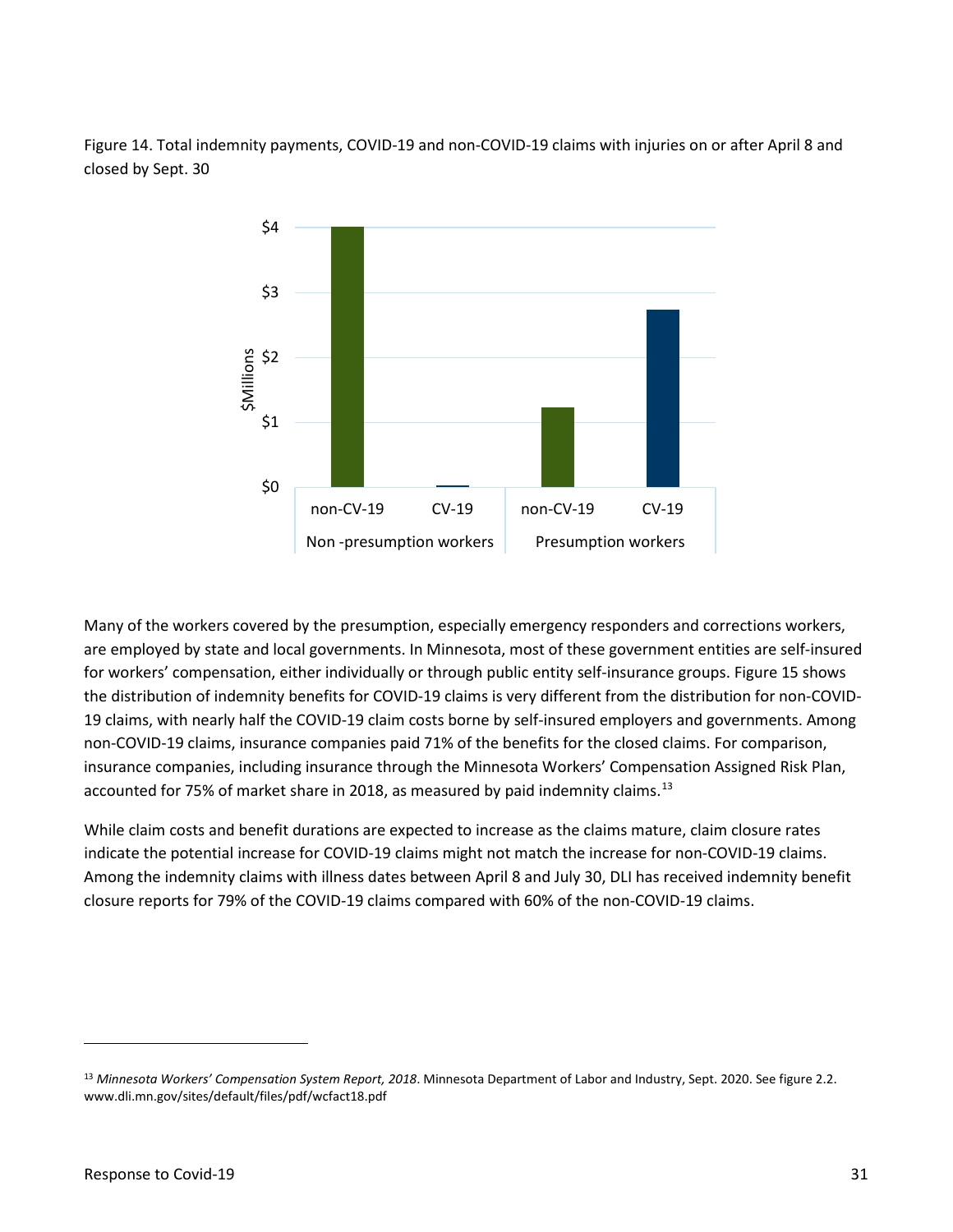Figure 14. Total indemnity payments, COVID-19 and non-COVID-19 claims with injuries on or after April 8 and closed by Sept. 30

Many of the workers covered by the presumption, especially emergency responders and corrections workers, are employed by state and local governments. In Minnesota, most of these government entities are self-insured for workers' compensation, either individually or through public entity self-insurance groups. Figure 15 shows the distribution of indemnity benefits for COVID-19 claims is very different from the distribution for non-COVID-19 claims, with nearly half the COVID-19 claim costs borne by self-insured employers and governments. Among non-COVID-19 claims, insurance companies paid 71% of the benefits for the closed claims. For comparison, insurance companies, including insurance through the Minnesota Workers' Compensation Assigned Risk Plan, accounted for 75% of market share in 2018, as measured by paid indemnity claims.[13]

While claim costs and benefit durations are expected to increase as the claims mature, claim closure rates indicate the potential increase for COVID-19 claims might not match the increase for non-COVID-19 claims. Among the indemnity claims with illness dates between April 8 and July 30, DLI has received indemnity benefit closure reports for 79% of the COVID-19 claims compared with 60% of the non-COVID-19 claims.

[13] *Minnesota Workers' Compensation System Report, 2018*. Minnesota Department of Labor and Industry, Sept. 2020. See figure 2.2. www.dli.mn.gov/sites/default/files/pdf/wcfact18.pdf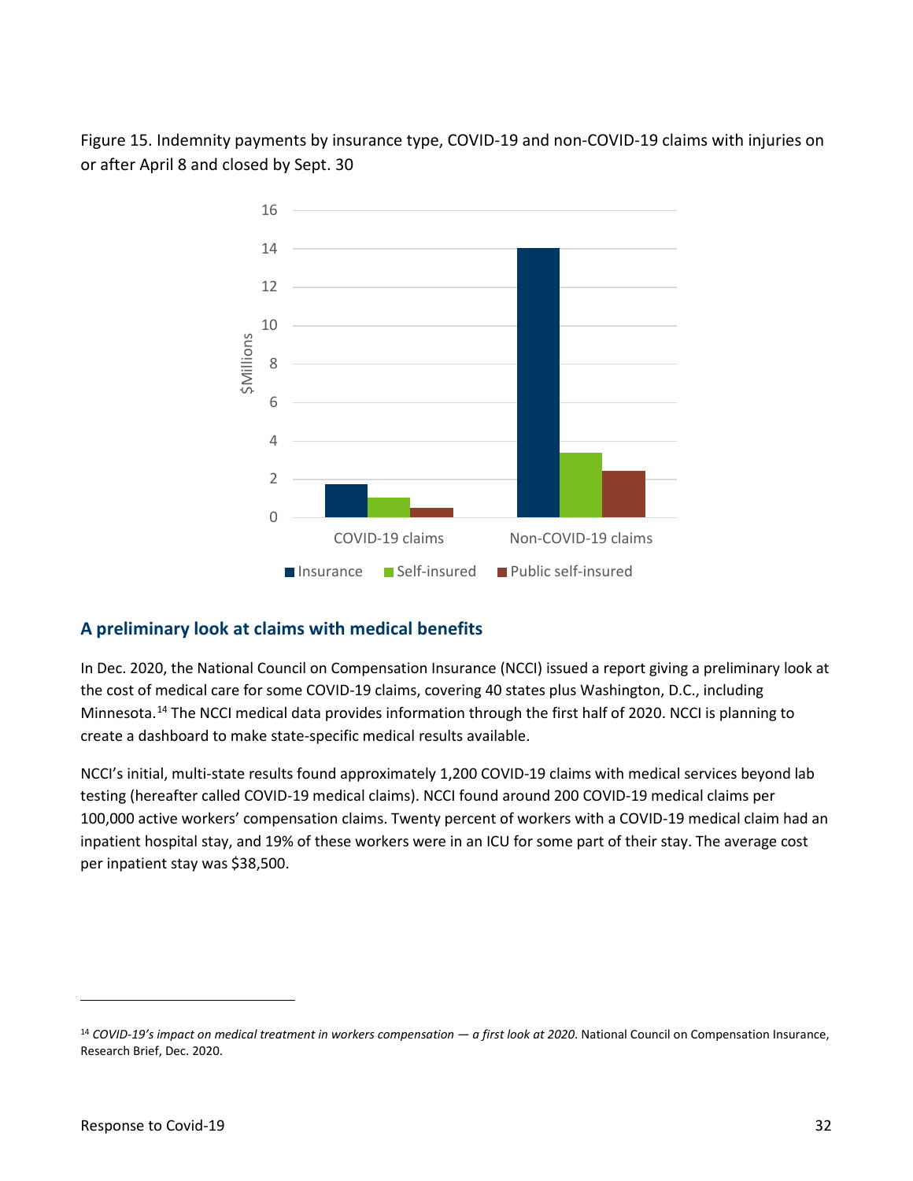Figure 15. Indemnity payments by insurance type, COVID-19 and non-COVID-19 claims with injuries on or after April 8 and closed by Sept. 30

## A preliminary look at claims with medical benefits

In Dec. 2020, the National Council on Compensation Insurance (NCCI) issued a report giving a preliminary look at the cost of medical care for some COVID-19 claims, covering 40 states plus Washington, D.C., including Minnesota.[14] The NCCI medical data provides information through the first half of 2020. NCCI is planning to create a dashboard to make state-specific medical results available.

NCCI's initial, multi-state results found approximately 1,200 COVID-19 claims with medical services beyond lab testing (hereafter called COVID-19 medical claims). NCCI found around 200 COVID-19 medical claims per 100,000 active workers' compensation claims. Twenty percent of workers with a COVID-19 medical claim had an inpatient hospital stay, and 19% of these workers were in an ICU for some part of their stay. The average cost per inpatient stay was $38,500.

---

[14] *COVID-19's impact on medical treatment in workers compensation — a first look at 2020.* National Council on Compensation Insurance, Research Brief, Dec. 2020.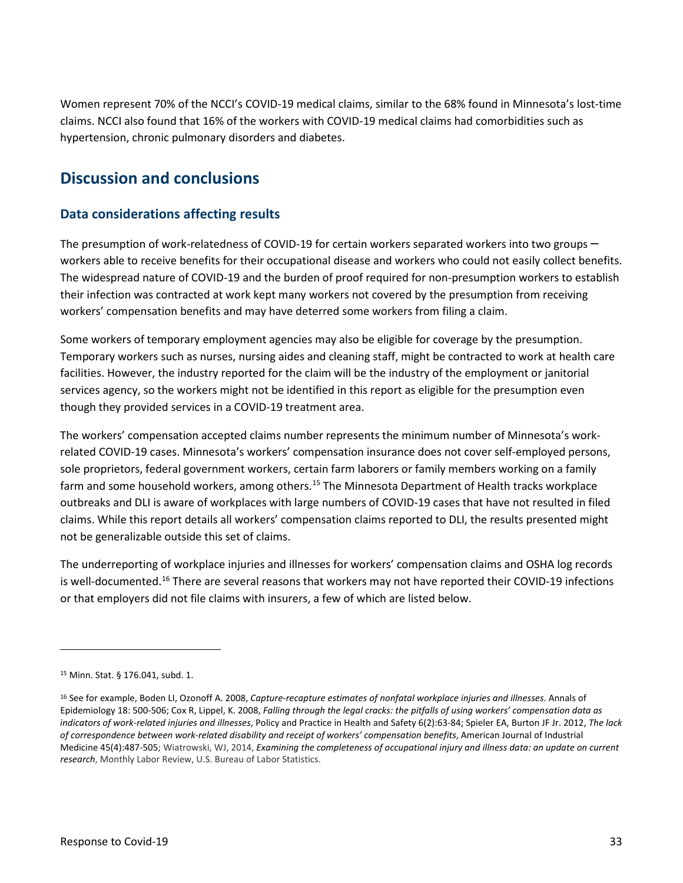Women represent 70% of the NCCI's COVID-19 medical claims, similar to the 68% found in Minnesota's lost-time claims. NCCI also found that 16% of the workers with COVID-19 medical claims had comorbidities such as hypertension, chronic pulmonary disorders and diabetes.

## Discussion and conclusions

### Data considerations affecting results

The presumption of work-relatedness of COVID-19 for certain workers separated workers into two groups – workers able to receive benefits for their occupational disease and workers who could not easily collect benefits. The widespread nature of COVID-19 and the burden of proof required for non-presumption workers to establish their infection was contracted at work kept many workers not covered by the presumption from receiving workers' compensation benefits and may have deterred some workers from filing a claim.

Some workers of temporary employment agencies may also be eligible for coverage by the presumption. Temporary workers such as nurses, nursing aides and cleaning staff, might be contracted to work at health care facilities. However, the industry reported for the claim will be the industry of the employment or janitorial services agency, so the workers might not be identified in this report as eligible for the presumption even though they provided services in a COVID-19 treatment area.

The workers' compensation accepted claims number represents the minimum number of Minnesota's work-related COVID-19 cases. Minnesota's workers' compensation insurance does not cover self-employed persons, sole proprietors, federal government workers, certain farm laborers or family members working on a family farm and some household workers, among others.[15] The Minnesota Department of Health tracks workplace outbreaks and DLI is aware of workplaces with large numbers of COVID-19 cases that have not resulted in filed claims. While this report details all workers' compensation claims reported to DLI, the results presented might not be generalizable outside this set of claims.

The underreporting of workplace injuries and illnesses for workers' compensation claims and OSHA log records is well-documented.[16] There are several reasons that workers may not have reported their COVID-19 infections or that employers did not file claims with insurers, a few of which are listed below.

---

[15] Minn. Stat. § 176.041, subd. 1.

[16] See for example, Boden LI, Ozonoff A. 2008, *Capture-recapture estimates of nonfatal workplace injuries and illnesses*. Annals of Epidemiology 18: 500-506; Cox R, Lippel, K. 2008, *Falling through the legal cracks: the pitfalls of using workers' compensation data as indicators of work-related injuries and illnesses*, Policy and Practice in Health and Safety 6(2):63-84; Spieler EA, Burton JF Jr. 2012, *The lack of correspondence between work-related disability and receipt of workers' compensation benefits*, American Journal of Industrial Medicine 45(4):487-505; Wiatrowski, WJ, 2014, *Examining the completeness of occupational injury and illness data: an update on current research*, Monthly Labor Review, U.S. Bureau of Labor Statistics.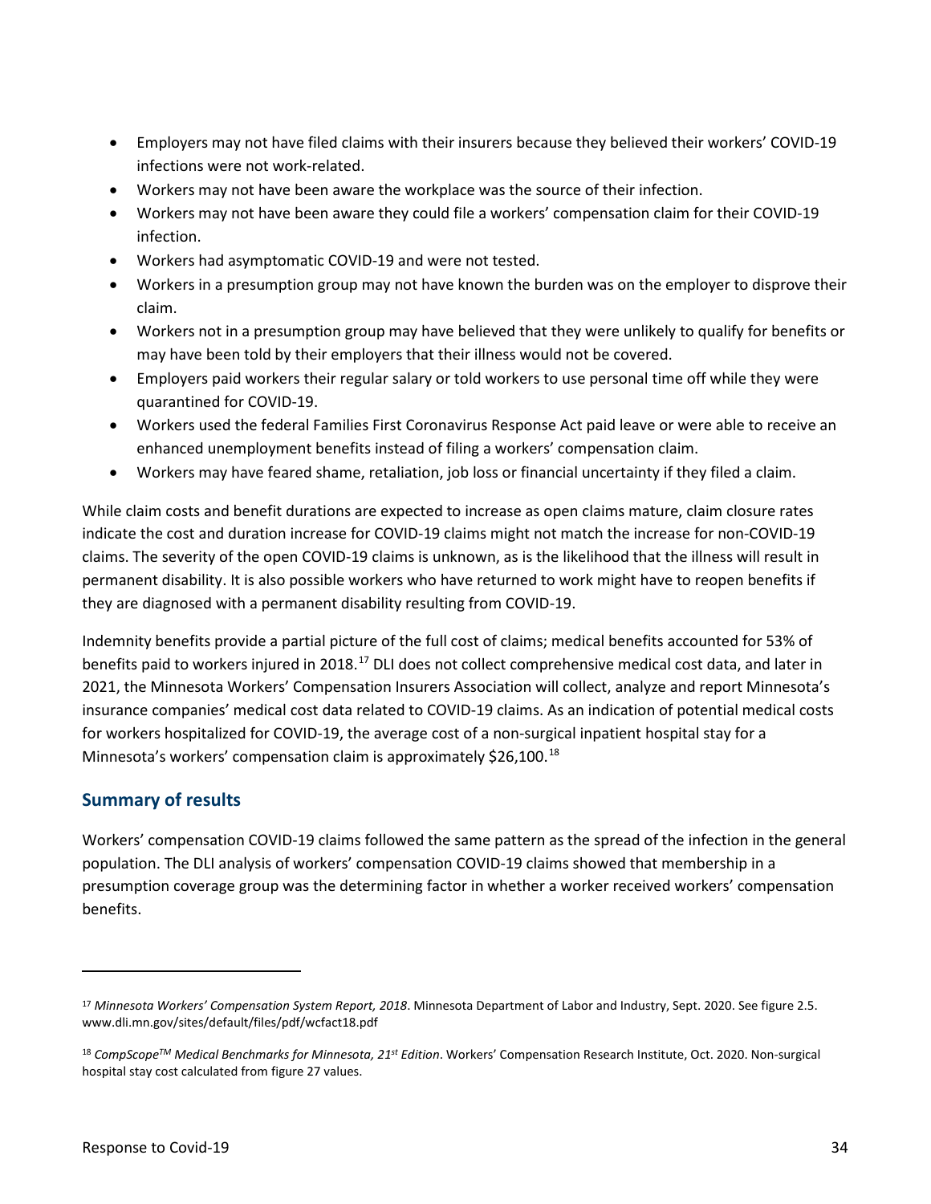- Employers may not have filed claims with their insurers because they believed their workers' COVID-19 infections were not work-related.
- Workers may not have been aware the workplace was the source of their infection.
- Workers may not have been aware they could file a workers' compensation claim for their COVID-19 infection.
- Workers had asymptomatic COVID-19 and were not tested.
- Workers in a presumption group may not have known the burden was on the employer to disprove their claim.
- Workers not in a presumption group may have believed that they were unlikely to qualify for benefits or may have been told by their employers that their illness would not be covered.
- Employers paid workers their regular salary or told workers to use personal time off while they were quarantined for COVID-19.
- Workers used the federal Families First Coronavirus Response Act paid leave or were able to receive an enhanced unemployment benefits instead of filing a workers' compensation claim.
- Workers may have feared shame, retaliation, job loss or financial uncertainty if they filed a claim.

While claim costs and benefit durations are expected to increase as open claims mature, claim closure rates indicate the cost and duration increase for COVID-19 claims might not match the increase for non-COVID-19 claims. The severity of the open COVID-19 claims is unknown, as is the likelihood that the illness will result in permanent disability. It is also possible workers who have returned to work might have to reopen benefits if they are diagnosed with a permanent disability resulting from COVID-19.

Indemnity benefits provide a partial picture of the full cost of claims; medical benefits accounted for 53% of benefits paid to workers injured in 2018.[17] DLI does not collect comprehensive medical cost data, and later in 2021, the Minnesota Workers' Compensation Insurers Association will collect, analyze and report Minnesota's insurance companies' medical cost data related to COVID-19 claims. As an indication of potential medical costs for workers hospitalized for COVID-19, the average cost of a non-surgical inpatient hospital stay for a Minnesota's workers' compensation claim is approximately $26,100.[18]

## Summary of results

Workers' compensation COVID-19 claims followed the same pattern as the spread of the infection in the general population. The DLI analysis of workers' compensation COVID-19 claims showed that membership in a presumption coverage group was the determining factor in whether a worker received workers' compensation benefits.

---

[17] *Minnesota Workers' Compensation System Report, 2018*. Minnesota Department of Labor and Industry, Sept. 2020. See figure 2.5. www.dli.mn.gov/sites/default/files/pdf/wcfact18.pdf

[18] *CompScope™ Medical Benchmarks for Minnesota, 21st Edition*. Workers' Compensation Research Institute, Oct. 2020. Non-surgical hospital stay cost calculated from figure 27 values.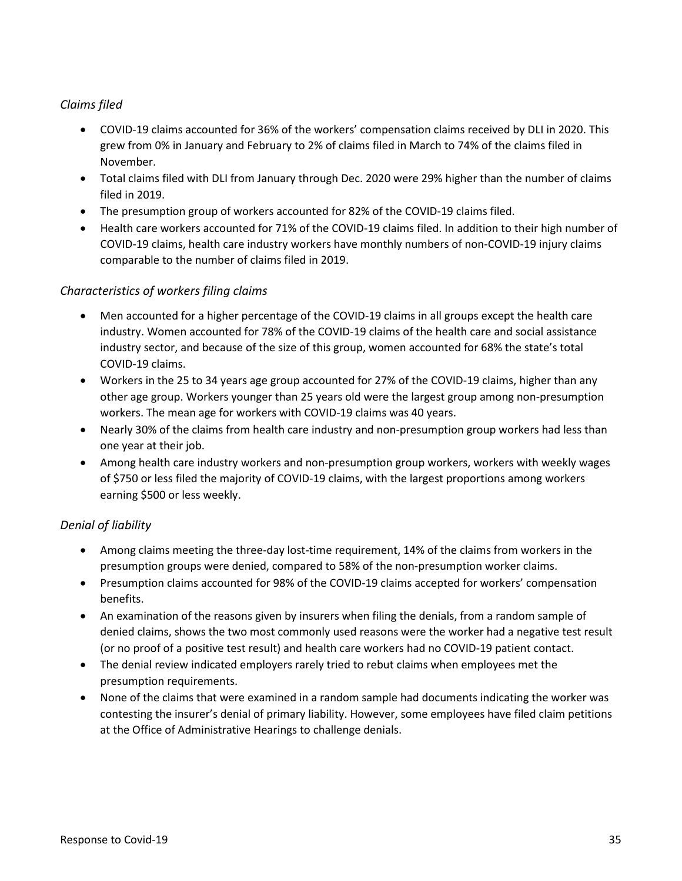*Claims filed*

- COVID-19 claims accounted for 36% of the workers' compensation claims received by DLI in 2020. This grew from 0% in January and February to 2% of claims filed in March to 74% of the claims filed in November.
- Total claims filed with DLI from January through Dec. 2020 were 29% higher than the number of claims filed in 2019.
- The presumption group of workers accounted for 82% of the COVID-19 claims filed.
- Health care workers accounted for 71% of the COVID-19 claims filed. In addition to their high number of COVID-19 claims, health care industry workers have monthly numbers of non-COVID-19 injury claims comparable to the number of claims filed in 2019.

*Characteristics of workers filing claims*

- Men accounted for a higher percentage of the COVID-19 claims in all groups except the health care industry. Women accounted for 78% of the COVID-19 claims of the health care and social assistance industry sector, and because of the size of this group, women accounted for 68% the state's total COVID-19 claims.
- Workers in the 25 to 34 years age group accounted for 27% of the COVID-19 claims, higher than any other age group. Workers younger than 25 years old were the largest group among non-presumption workers. The mean age for workers with COVID-19 claims was 40 years.
- Nearly 30% of the claims from health care industry and non-presumption group workers had less than one year at their job.
- Among health care industry workers and non-presumption group workers, workers with weekly wages of $750 or less filed the majority of COVID-19 claims, with the largest proportions among workers earning $500 or less weekly.

*Denial of liability*

- Among claims meeting the three-day lost-time requirement, 14% of the claims from workers in the presumption groups were denied, compared to 58% of the non-presumption worker claims.
- Presumption claims accounted for 98% of the COVID-19 claims accepted for workers' compensation benefits.
- An examination of the reasons given by insurers when filing the denials, from a random sample of denied claims, shows the two most commonly used reasons were the worker had a negative test result (or no proof of a positive test result) and health care workers had no COVID-19 patient contact.
- The denial review indicated employers rarely tried to rebut claims when employees met the presumption requirements.
- None of the claims that were examined in a random sample had documents indicating the worker was contesting the insurer's denial of primary liability. However, some employees have filed claim petitions at the Office of Administrative Hearings to challenge denials.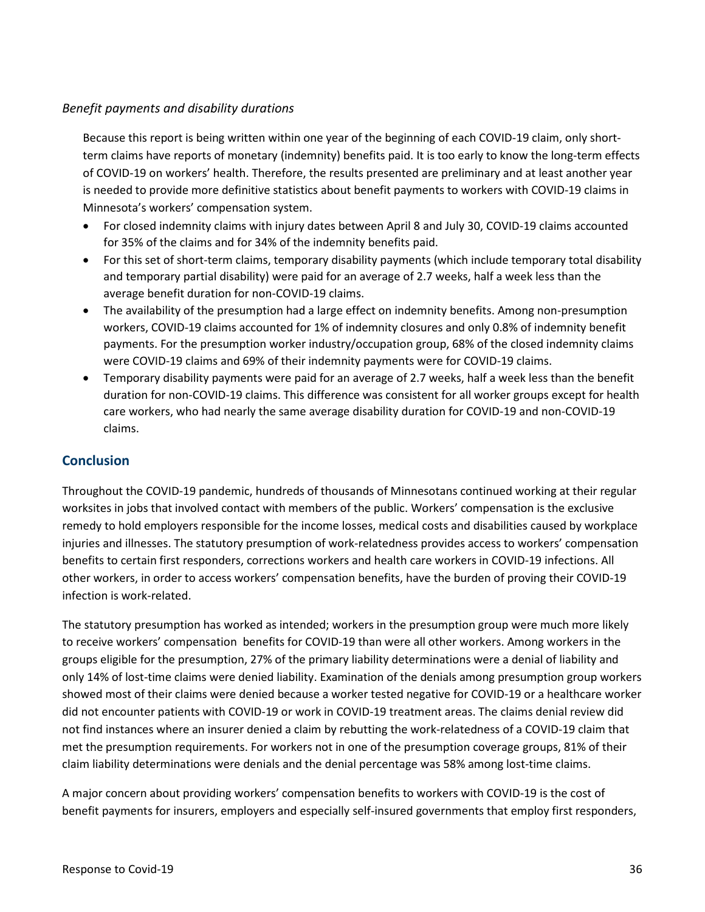*Benefit payments and disability durations*

Because this report is being written within one year of the beginning of each COVID-19 claim, only short-term claims have reports of monetary (indemnity) benefits paid. It is too early to know the long-term effects of COVID-19 on workers' health. Therefore, the results presented are preliminary and at least another year is needed to provide more definitive statistics about benefit payments to workers with COVID-19 claims in Minnesota's workers' compensation system.

- For closed indemnity claims with injury dates between April 8 and July 30, COVID-19 claims accounted for 35% of the claims and for 34% of the indemnity benefits paid.
- For this set of short-term claims, temporary disability payments (which include temporary total disability and temporary partial disability) were paid for an average of 2.7 weeks, half a week less than the average benefit duration for non-COVID-19 claims.
- The availability of the presumption had a large effect on indemnity benefits. Among non-presumption workers, COVID-19 claims accounted for 1% of indemnity closures and only 0.8% of indemnity benefit payments. For the presumption worker industry/occupation group, 68% of the closed indemnity claims were COVID-19 claims and 69% of their indemnity payments were for COVID-19 claims.
- Temporary disability payments were paid for an average of 2.7 weeks, half a week less than the benefit duration for non-COVID-19 claims. This difference was consistent for all worker groups except for health care workers, who had nearly the same average disability duration for COVID-19 and non-COVID-19 claims.

## Conclusion

Throughout the COVID-19 pandemic, hundreds of thousands of Minnesotans continued working at their regular worksites in jobs that involved contact with members of the public. Workers' compensation is the exclusive remedy to hold employers responsible for the income losses, medical costs and disabilities caused by workplace injuries and illnesses. The statutory presumption of work-relatedness provides access to workers' compensation benefits to certain first responders, corrections workers and health care workers in COVID-19 infections. All other workers, in order to access workers' compensation benefits, have the burden of proving their COVID-19 infection is work-related.

The statutory presumption has worked as intended; workers in the presumption group were much more likely to receive workers' compensation benefits for COVID-19 than were all other workers. Among workers in the groups eligible for the presumption, 27% of the primary liability determinations were a denial of liability and only 14% of lost-time claims were denied liability. Examination of the denials among presumption group workers showed most of their claims were denied because a worker tested negative for COVID-19 or a healthcare worker did not encounter patients with COVID-19 or work in COVID-19 treatment areas. The claims denial review did not find instances where an insurer denied a claim by rebutting the work-relatedness of a COVID-19 claim that met the presumption requirements. For workers not in one of the presumption coverage groups, 81% of their claim liability determinations were denials and the denial percentage was 58% among lost-time claims.

A major concern about providing workers' compensation benefits to workers with COVID-19 is the cost of benefit payments for insurers, employers and especially self-insured governments that employ first responders,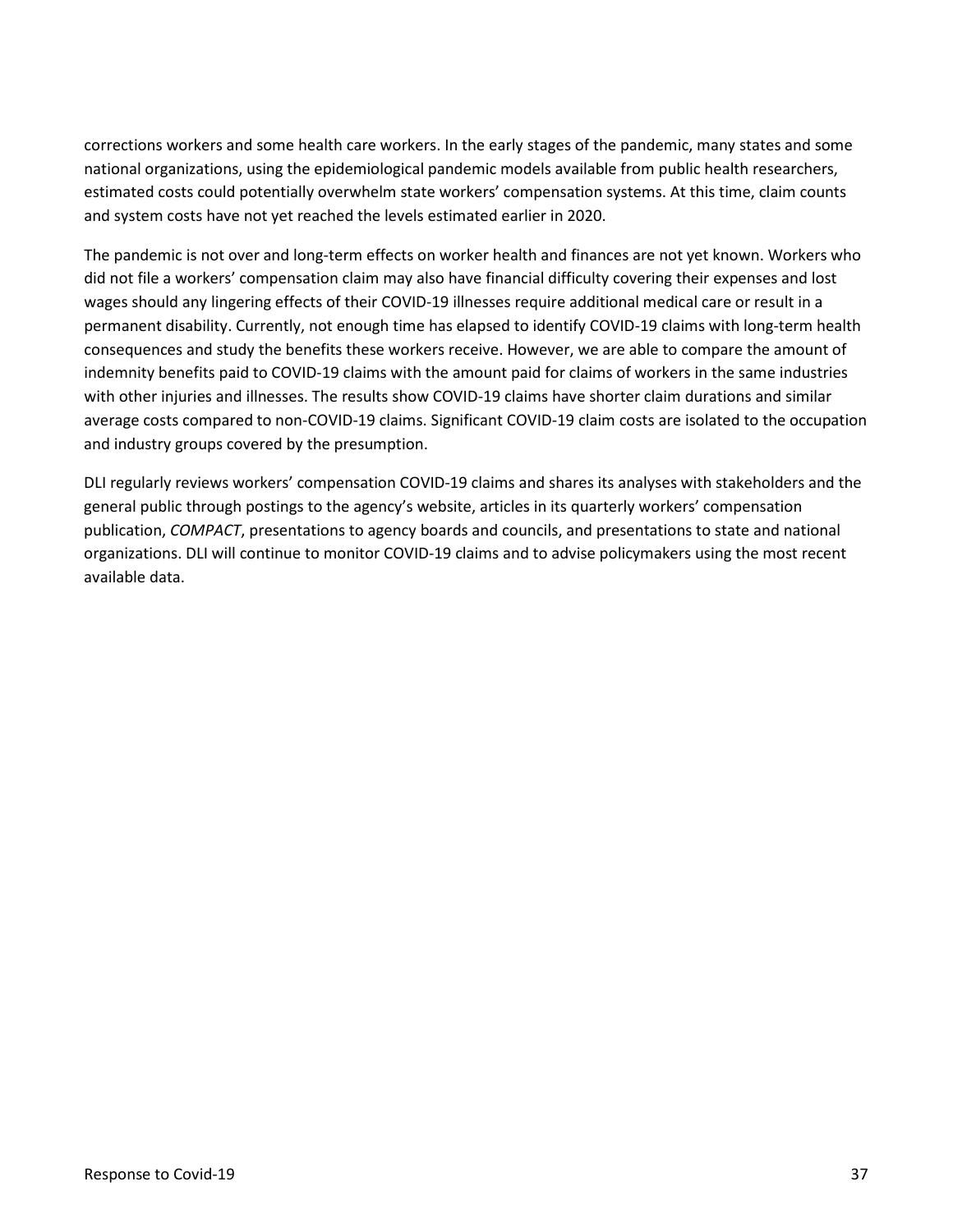corrections workers and some health care workers. In the early stages of the pandemic, many states and some national organizations, using the epidemiological pandemic models available from public health researchers, estimated costs could potentially overwhelm state workers' compensation systems. At this time, claim counts and system costs have not yet reached the levels estimated earlier in 2020.

The pandemic is not over and long-term effects on worker health and finances are not yet known. Workers who did not file a workers' compensation claim may also have financial difficulty covering their expenses and lost wages should any lingering effects of their COVID-19 illnesses require additional medical care or result in a permanent disability. Currently, not enough time has elapsed to identify COVID-19 claims with long-term health consequences and study the benefits these workers receive. However, we are able to compare the amount of indemnity benefits paid to COVID-19 claims with the amount paid for claims of workers in the same industries with other injuries and illnesses. The results show COVID-19 claims have shorter claim durations and similar average costs compared to non-COVID-19 claims. Significant COVID-19 claim costs are isolated to the occupation and industry groups covered by the presumption.

DLI regularly reviews workers' compensation COVID-19 claims and shares its analyses with stakeholders and the general public through postings to the agency's website, articles in its quarterly workers' compensation publication, *COMPACT*, presentations to agency boards and councils, and presentations to state and national organizations. DLI will continue to monitor COVID-19 claims and to advise policymakers using the most recent available data.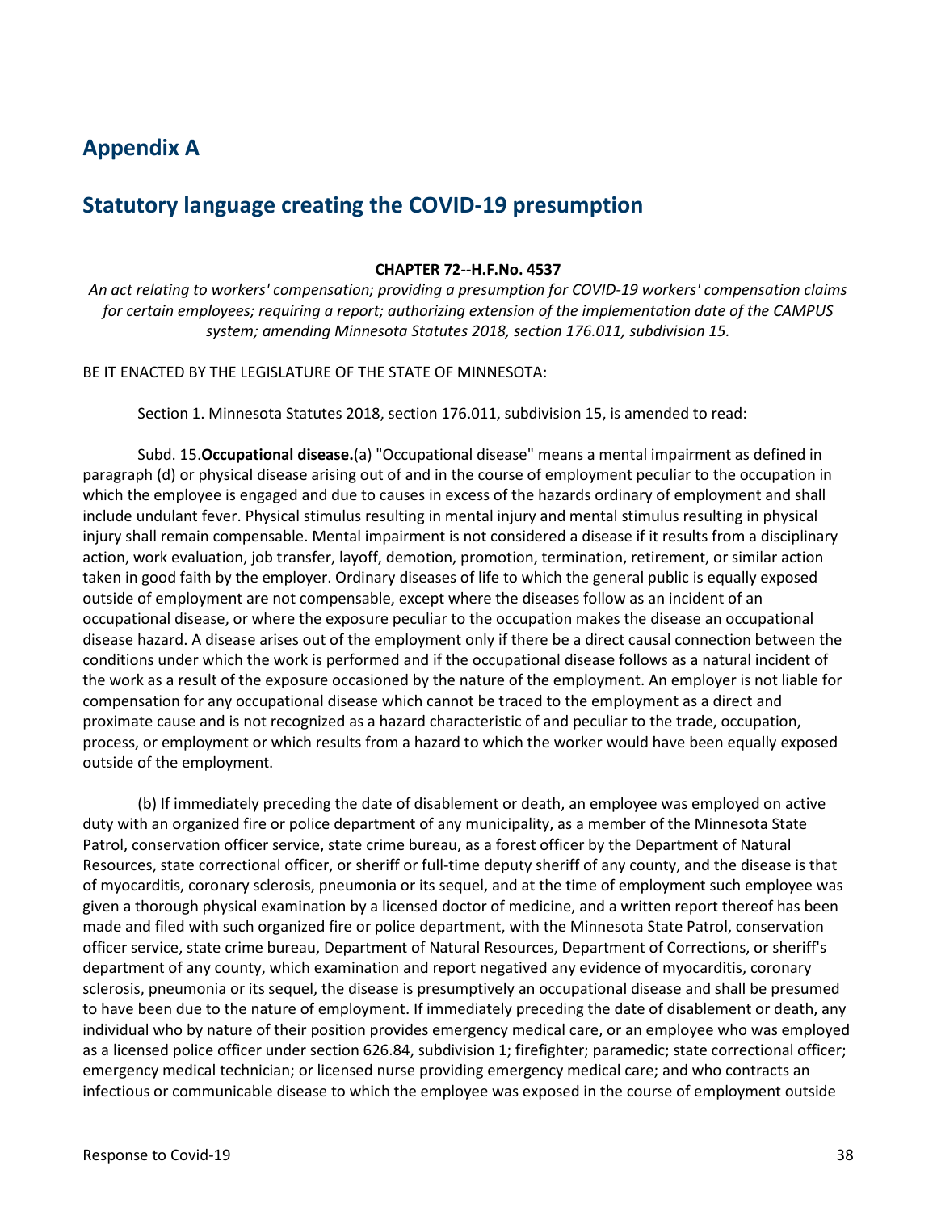## Appendix A

## Statutory language creating the COVID-19 presumption

**CHAPTER 72--H.F.No. 4537**

*An act relating to workers' compensation; providing a presumption for COVID-19 workers' compensation claims for certain employees; requiring a report; authorizing extension of the implementation date of the CAMPUS system; amending Minnesota Statutes 2018, section 176.011, subdivision 15.*

BE IT ENACTED BY THE LEGISLATURE OF THE STATE OF MINNESOTA:

Section 1. Minnesota Statutes 2018, section 176.011, subdivision 15, is amended to read:

Subd. 15.**Occupational disease.**(a) "Occupational disease" means a mental impairment as defined in paragraph (d) or physical disease arising out of and in the course of employment peculiar to the occupation in which the employee is engaged and due to causes in excess of the hazards ordinary of employment and shall include undulant fever. Physical stimulus resulting in mental injury and mental stimulus resulting in physical injury shall remain compensable. Mental impairment is not considered a disease if it results from a disciplinary action, work evaluation, job transfer, layoff, demotion, promotion, termination, retirement, or similar action taken in good faith by the employer. Ordinary diseases of life to which the general public is equally exposed outside of employment are not compensable, except where the diseases follow as an incident of an occupational disease, or where the exposure peculiar to the occupation makes the disease an occupational disease hazard. A disease arises out of the employment only if there be a direct causal connection between the conditions under which the work is performed and if the occupational disease follows as a natural incident of the work as a result of the exposure occasioned by the nature of the employment. An employer is not liable for compensation for any occupational disease which cannot be traced to the employment as a direct and proximate cause and is not recognized as a hazard characteristic of and peculiar to the trade, occupation, process, or employment or which results from a hazard to which the worker would have been equally exposed outside of the employment.

(b) If immediately preceding the date of disablement or death, an employee was employed on active duty with an organized fire or police department of any municipality, as a member of the Minnesota State Patrol, conservation officer service, state crime bureau, as a forest officer by the Department of Natural Resources, state correctional officer, or sheriff or full-time deputy sheriff of any county, and the disease is that of myocarditis, coronary sclerosis, pneumonia or its sequel, and at the time of employment such employee was given a thorough physical examination by a licensed doctor of medicine, and a written report thereof has been made and filed with such organized fire or police department, with the Minnesota State Patrol, conservation officer service, state crime bureau, Department of Natural Resources, Department of Corrections, or sheriff's department of any county, which examination and report negatived any evidence of myocarditis, coronary sclerosis, pneumonia or its sequel, the disease is presumptively an occupational disease and shall be presumed to have been due to the nature of employment. If immediately preceding the date of disablement or death, any individual who by nature of their position provides emergency medical care, or an employee who was employed as a licensed police officer under section 626.84, subdivision 1; firefighter; paramedic; state correctional officer; emergency medical technician; or licensed nurse providing emergency medical care; and who contracts an infectious or communicable disease to which the employee was exposed in the course of employment outside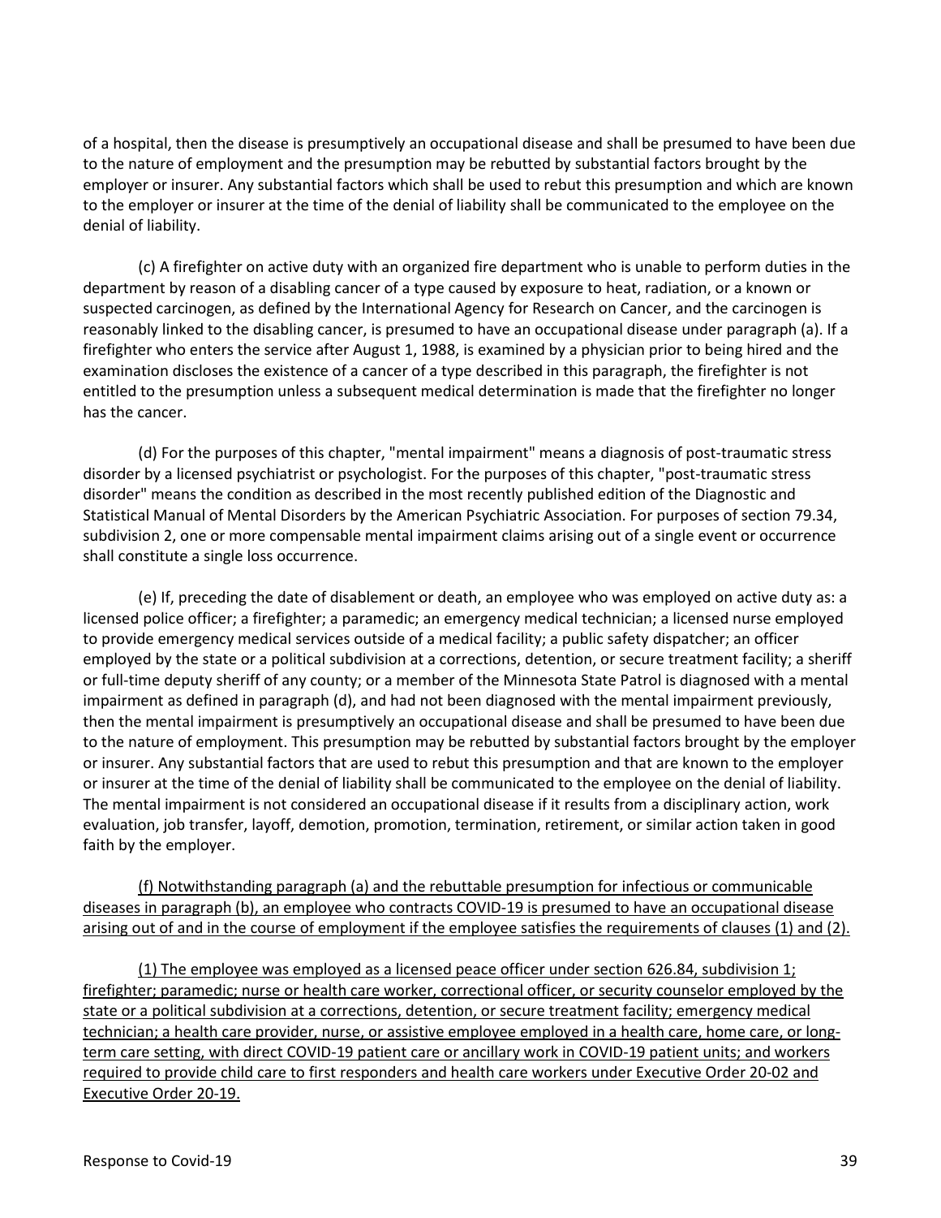of a hospital, then the disease is presumptively an occupational disease and shall be presumed to have been due to the nature of employment and the presumption may be rebutted by substantial factors brought by the employer or insurer. Any substantial factors which shall be used to rebut this presumption and which are known to the employer or insurer at the time of the denial of liability shall be communicated to the employee on the denial of liability.

(c) A firefighter on active duty with an organized fire department who is unable to perform duties in the department by reason of a disabling cancer of a type caused by exposure to heat, radiation, or a known or suspected carcinogen, as defined by the International Agency for Research on Cancer, and the carcinogen is reasonably linked to the disabling cancer, is presumed to have an occupational disease under paragraph (a). If a firefighter who enters the service after August 1, 1988, is examined by a physician prior to being hired and the examination discloses the existence of a cancer of a type described in this paragraph, the firefighter is not entitled to the presumption unless a subsequent medical determination is made that the firefighter no longer has the cancer.

(d) For the purposes of this chapter, "mental impairment" means a diagnosis of post-traumatic stress disorder by a licensed psychiatrist or psychologist. For the purposes of this chapter, "post-traumatic stress disorder" means the condition as described in the most recently published edition of the Diagnostic and Statistical Manual of Mental Disorders by the American Psychiatric Association. For purposes of section 79.34, subdivision 2, one or more compensable mental impairment claims arising out of a single event or occurrence shall constitute a single loss occurrence.

(e) If, preceding the date of disablement or death, an employee who was employed on active duty as: a licensed police officer; a firefighter; a paramedic; an emergency medical technician; a licensed nurse employed to provide emergency medical services outside of a medical facility; a public safety dispatcher; an officer employed by the state or a political subdivision at a corrections, detention, or secure treatment facility; a sheriff or full-time deputy sheriff of any county; or a member of the Minnesota State Patrol is diagnosed with a mental impairment as defined in paragraph (d), and had not been diagnosed with the mental impairment previously, then the mental impairment is presumptively an occupational disease and shall be presumed to have been due to the nature of employment. This presumption may be rebutted by substantial factors brought by the employer or insurer. Any substantial factors that are used to rebut this presumption and that are known to the employer or insurer at the time of the denial of liability shall be communicated to the employee on the denial of liability. The mental impairment is not considered an occupational disease if it results from a disciplinary action, work evaluation, job transfer, layoff, demotion, promotion, termination, retirement, or similar action taken in good faith by the employer.

<u>(f) Notwithstanding paragraph (a) and the rebuttable presumption for infectious or communicable diseases in paragraph (b), an employee who contracts COVID-19 is presumed to have an occupational disease arising out of and in the course of employment if the employee satisfies the requirements of clauses (1) and (2).</u>

<u>(1) The employee was employed as a licensed peace officer under section 626.84, subdivision 1; firefighter; paramedic; nurse or health care worker, correctional officer, or security counselor employed by the state or a political subdivision at a corrections, detention, or secure treatment facility; emergency medical technician; a health care provider, nurse, or assistive employee employed in a health care, home care, or long-term care setting, with direct COVID-19 patient care or ancillary work in COVID-19 patient units; and workers required to provide child care to first responders and health care workers under Executive Order 20-02 and Executive Order 20-19.</u>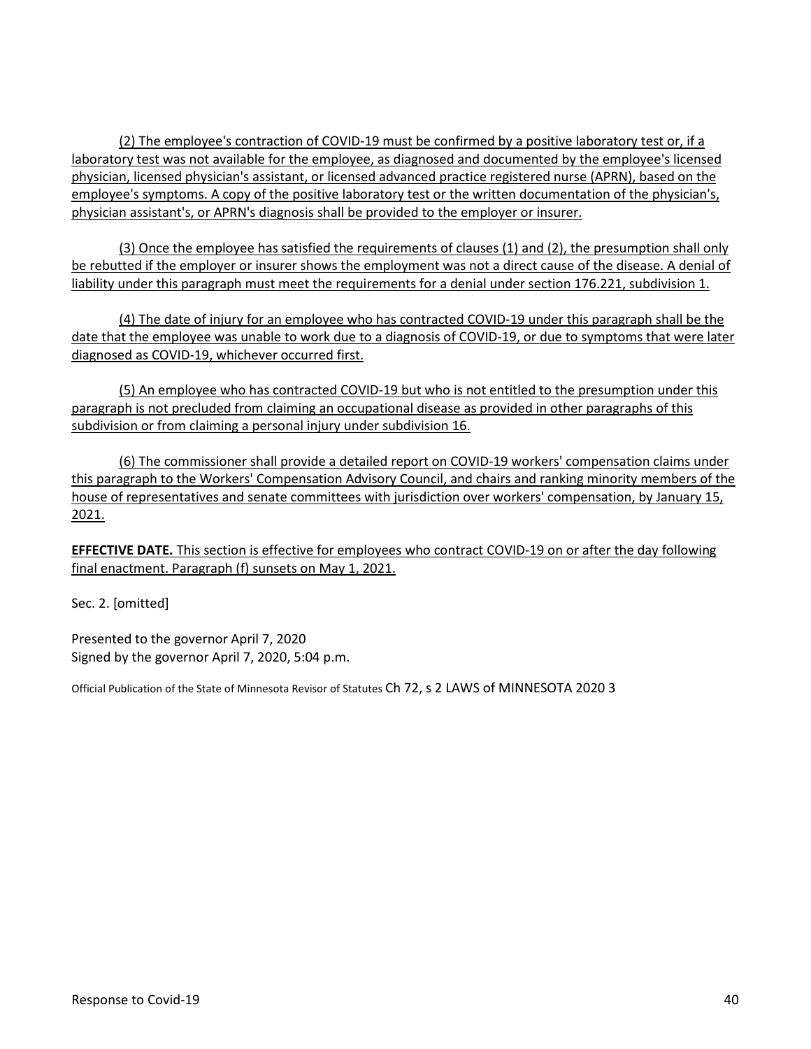(2) The employee's contraction of COVID-19 must be confirmed by a positive laboratory test or, if a laboratory test was not available for the employee, as diagnosed and documented by the employee's licensed physician, licensed physician's assistant, or licensed advanced practice registered nurse (APRN), based on the employee's symptoms. A copy of the positive laboratory test or the written documentation of the physician's, physician assistant's, or APRN's diagnosis shall be provided to the employer or insurer.

(3) Once the employee has satisfied the requirements of clauses (1) and (2), the presumption shall only be rebutted if the employer or insurer shows the employment was not a direct cause of the disease. A denial of liability under this paragraph must meet the requirements for a denial under section 176.221, subdivision 1.

(4) The date of injury for an employee who has contracted COVID-19 under this paragraph shall be the date that the employee was unable to work due to a diagnosis of COVID-19, or due to symptoms that were later diagnosed as COVID-19, whichever occurred first.

(5) An employee who has contracted COVID-19 but who is not entitled to the presumption under this paragraph is not precluded from claiming an occupational disease as provided in other paragraphs of this subdivision or from claiming a personal injury under subdivision 16.

(6) The commissioner shall provide a detailed report on COVID-19 workers' compensation claims under this paragraph to the Workers' Compensation Advisory Council, and chairs and ranking minority members of the house of representatives and senate committees with jurisdiction over workers' compensation, by January 15, 2021.

**EFFECTIVE DATE.** This section is effective for employees who contract COVID-19 on or after the day following final enactment. Paragraph (f) sunsets on May 1, 2021.

Sec. 2. [omitted]

Presented to the governor April 7, 2020
Signed by the governor April 7, 2020, 5:04 p.m.

Official Publication of the State of Minnesota Revisor of Statutes Ch 72, s 2 LAWS of MINNESOTA 2020 3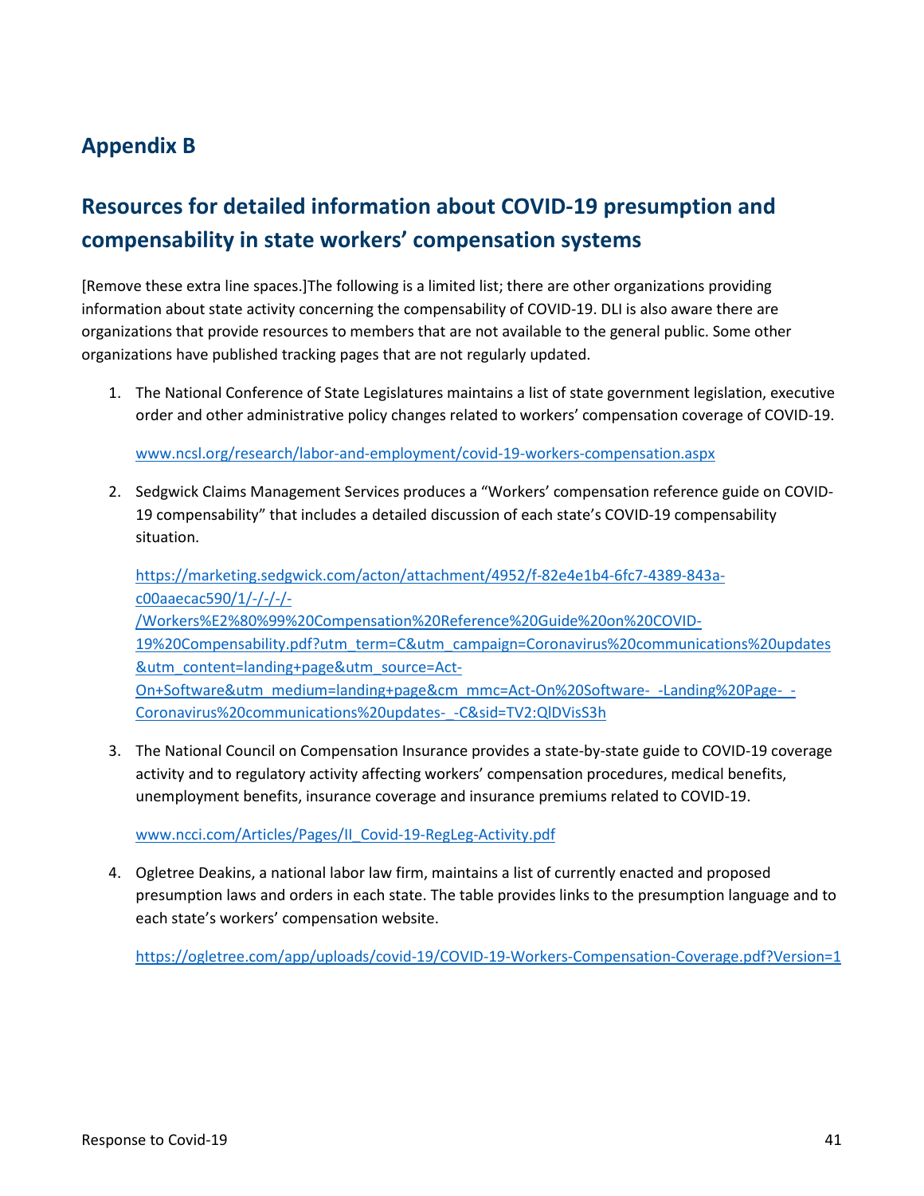## Appendix B

## Resources for detailed information about COVID-19 presumption and compensability in state workers' compensation systems

[Remove these extra line spaces.]The following is a limited list; there are other organizations providing information about state activity concerning the compensability of COVID-19. DLI is also aware there are organizations that provide resources to members that are not available to the general public. Some other organizations have published tracking pages that are not regularly updated.

1. The National Conference of State Legislatures maintains a list of state government legislation, executive order and other administrative policy changes related to workers' compensation coverage of COVID-19.

   www.ncsl.org/research/labor-and-employment/covid-19-workers-compensation.aspx

2. Sedgwick Claims Management Services produces a "Workers' compensation reference guide on COVID-19 compensability" that includes a detailed discussion of each state's COVID-19 compensability situation.

   https://marketing.sedgwick.com/acton/attachment/4952/f-82e4e1b4-6fc7-4389-843a-c00aaecac590/1/-/-/-/-/Workers%E2%80%99%20Compensation%20Reference%20Guide%20on%20COVID-19%20Compensability.pdf?utm_term=C&utm_campaign=Coronavirus%20communications%20updates&utm_content=landing+page&utm_source=Act-On+Software&utm_medium=landing+page&cm_mmc=Act-On%20Software-_-Landing%20Page-_-Coronavirus%20communications%20updates-_-C&sid=TV2:QlDVisS3h

3. The National Council on Compensation Insurance provides a state-by-state guide to COVID-19 coverage activity and to regulatory activity affecting workers' compensation procedures, medical benefits, unemployment benefits, insurance coverage and insurance premiums related to COVID-19.

   www.ncci.com/Articles/Pages/II_Covid-19-RegLeg-Activity.pdf

4. Ogletree Deakins, a national labor law firm, maintains a list of currently enacted and proposed presumption laws and orders in each state. The table provides links to the presumption language and to each state's workers' compensation website.

   https://ogletree.com/app/uploads/covid-19/COVID-19-Workers-Compensation-Coverage.pdf?Version=1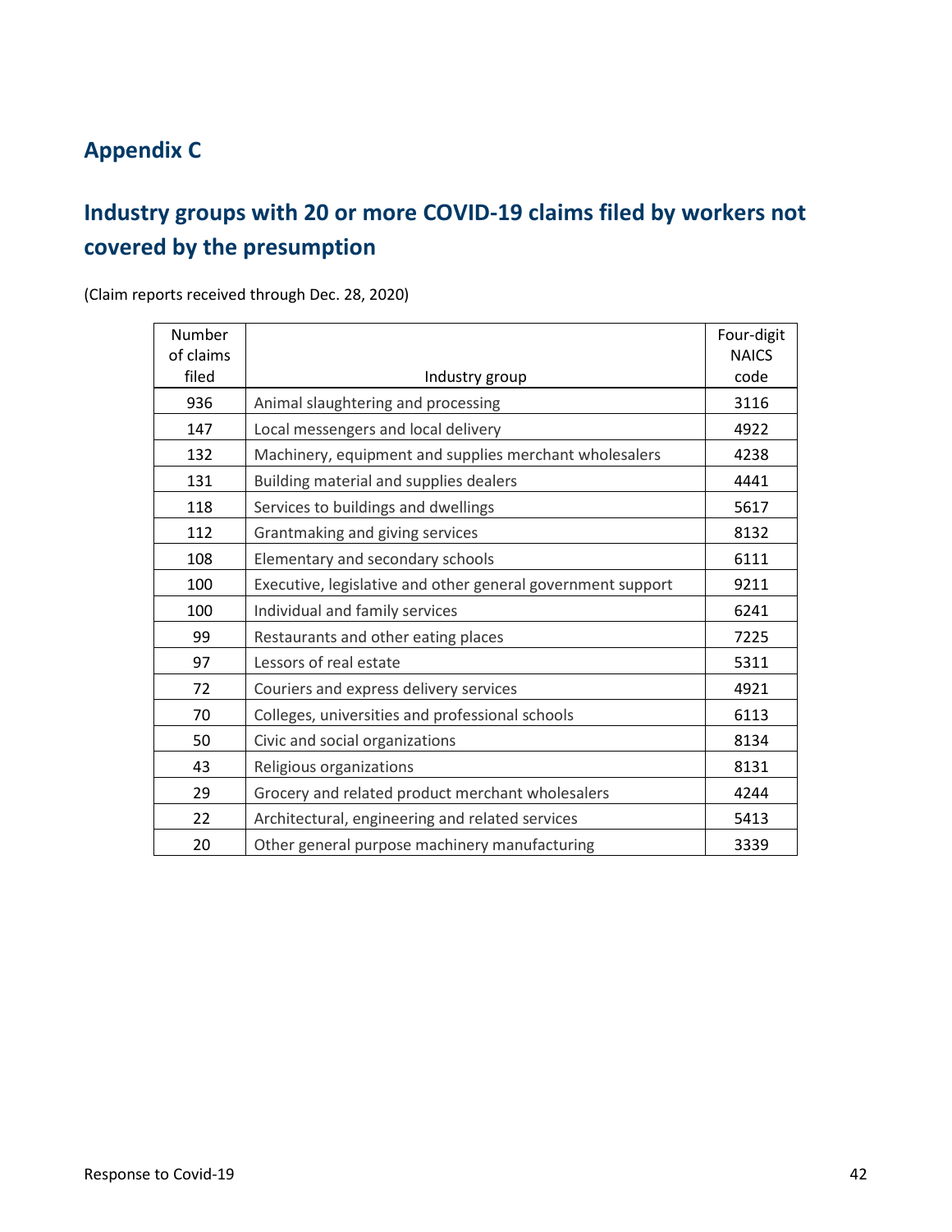## Appendix C

## Industry groups with 20 or more COVID-19 claims filed by workers not covered by the presumption

(Claim reports received through Dec. 28, 2020)

| Number of claims filed | Industry group | Four-digit NAICS code |
|---|---|---|
| 936 | Animal slaughtering and processing | 3116 |
| 147 | Local messengers and local delivery | 4922 |
| 132 | Machinery, equipment and supplies merchant wholesalers | 4238 |
| 131 | Building material and supplies dealers | 4441 |
| 118 | Services to buildings and dwellings | 5617 |
| 112 | Grantmaking and giving services | 8132 |
| 108 | Elementary and secondary schools | 6111 |
| 100 | Executive, legislative and other general government support | 9211 |
| 100 | Individual and family services | 6241 |
| 99 | Restaurants and other eating places | 7225 |
| 97 | Lessors of real estate | 5311 |
| 72 | Couriers and express delivery services | 4921 |
| 70 | Colleges, universities and professional schools | 6113 |
| 50 | Civic and social organizations | 8134 |
| 43 | Religious organizations | 8131 |
| 29 | Grocery and related product merchant wholesalers | 4244 |
| 22 | Architectural, engineering and related services | 5413 |
| 20 | Other general purpose machinery manufacturing | 3339 |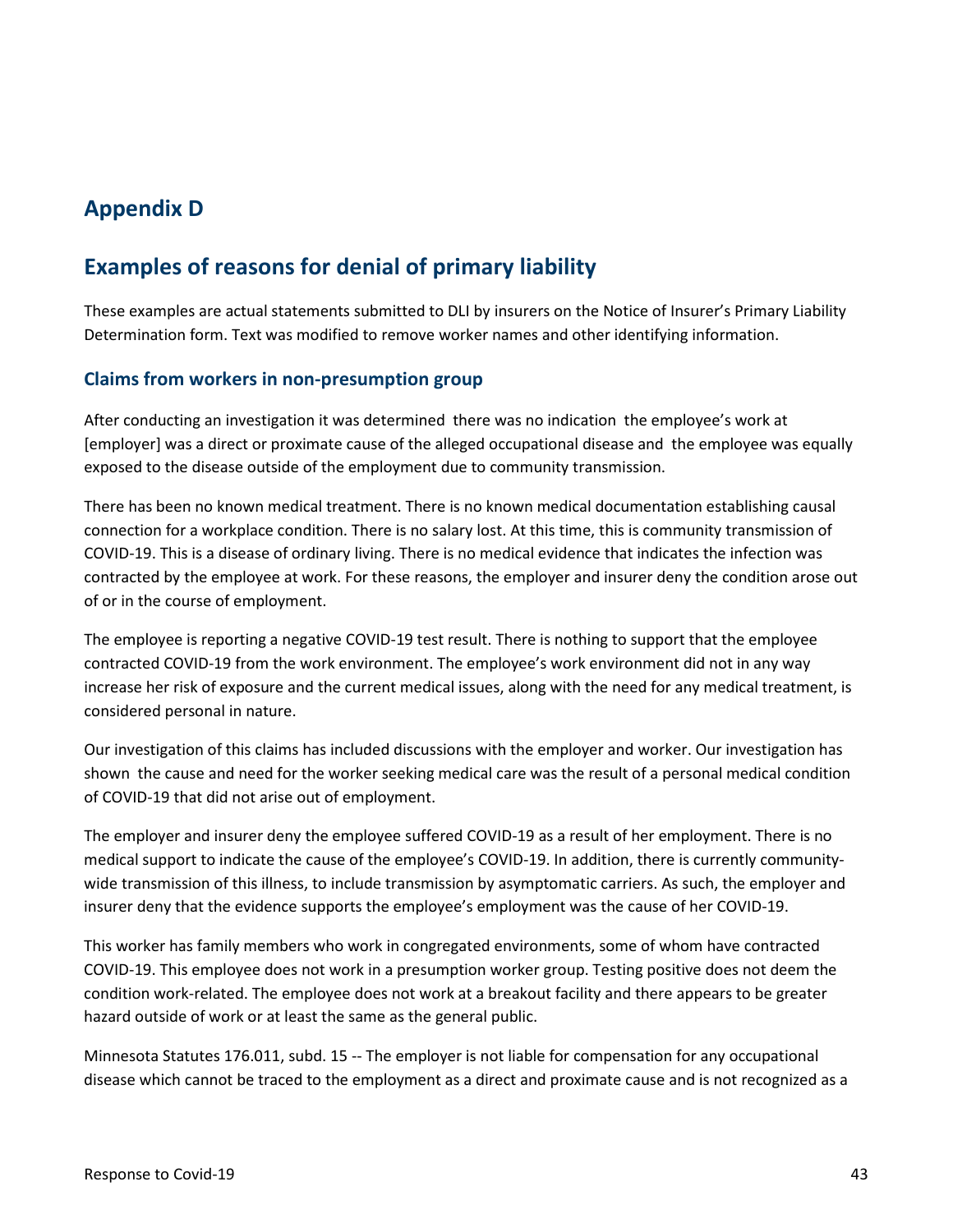# Appendix D

## Examples of reasons for denial of primary liability

These examples are actual statements submitted to DLI by insurers on the Notice of Insurer's Primary Liability Determination form. Text was modified to remove worker names and other identifying information.

### Claims from workers in non-presumption group

After conducting an investigation it was determined there was no indication the employee's work at [employer] was a direct or proximate cause of the alleged occupational disease and the employee was equally exposed to the disease outside of the employment due to community transmission.

There has been no known medical treatment. There is no known medical documentation establishing causal connection for a workplace condition. There is no salary lost. At this time, this is community transmission of COVID-19. This is a disease of ordinary living. There is no medical evidence that indicates the infection was contracted by the employee at work. For these reasons, the employer and insurer deny the condition arose out of or in the course of employment.

The employee is reporting a negative COVID-19 test result. There is nothing to support that the employee contracted COVID-19 from the work environment. The employee's work environment did not in any way increase her risk of exposure and the current medical issues, along with the need for any medical treatment, is considered personal in nature.

Our investigation of this claims has included discussions with the employer and worker. Our investigation has shown the cause and need for the worker seeking medical care was the result of a personal medical condition of COVID-19 that did not arise out of employment.

The employer and insurer deny the employee suffered COVID-19 as a result of her employment. There is no medical support to indicate the cause of the employee's COVID-19. In addition, there is currently community-wide transmission of this illness, to include transmission by asymptomatic carriers. As such, the employer and insurer deny that the evidence supports the employee's employment was the cause of her COVID-19.

This worker has family members who work in congregated environments, some of whom have contracted COVID-19. This employee does not work in a presumption worker group. Testing positive does not deem the condition work-related. The employee does not work at a breakout facility and there appears to be greater hazard outside of work or at least the same as the general public.

Minnesota Statutes 176.011, subd. 15 -- The employer is not liable for compensation for any occupational disease which cannot be traced to the employment as a direct and proximate cause and is not recognized as a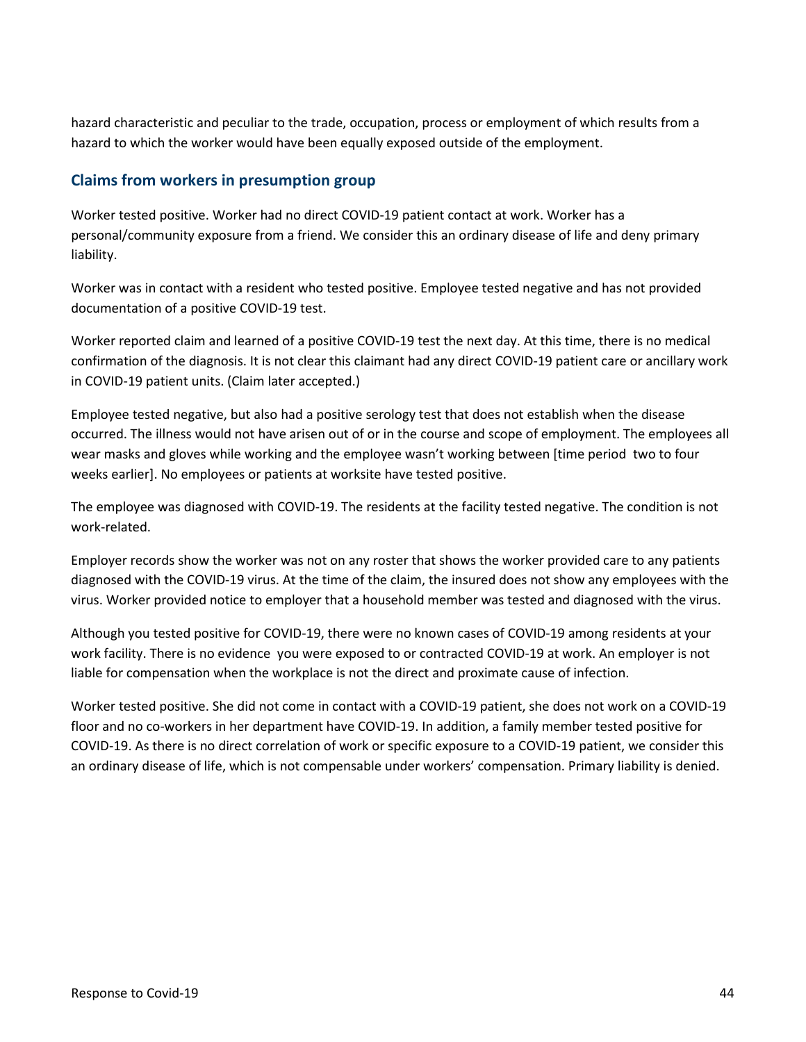hazard characteristic and peculiar to the trade, occupation, process or employment of which results from a hazard to which the worker would have been equally exposed outside of the employment.

### Claims from workers in presumption group

Worker tested positive. Worker had no direct COVID-19 patient contact at work. Worker has a personal/community exposure from a friend. We consider this an ordinary disease of life and deny primary liability.

Worker was in contact with a resident who tested positive. Employee tested negative and has not provided documentation of a positive COVID-19 test.

Worker reported claim and learned of a positive COVID-19 test the next day. At this time, there is no medical confirmation of the diagnosis. It is not clear this claimant had any direct COVID-19 patient care or ancillary work in COVID-19 patient units. (Claim later accepted.)

Employee tested negative, but also had a positive serology test that does not establish when the disease occurred. The illness would not have arisen out of or in the course and scope of employment. The employees all wear masks and gloves while working and the employee wasn't working between [time period two to four weeks earlier]. No employees or patients at worksite have tested positive.

The employee was diagnosed with COVID-19. The residents at the facility tested negative. The condition is not work-related.

Employer records show the worker was not on any roster that shows the worker provided care to any patients diagnosed with the COVID-19 virus. At the time of the claim, the insured does not show any employees with the virus. Worker provided notice to employer that a household member was tested and diagnosed with the virus.

Although you tested positive for COVID-19, there were no known cases of COVID-19 among residents at your work facility. There is no evidence you were exposed to or contracted COVID-19 at work. An employer is not liable for compensation when the workplace is not the direct and proximate cause of infection.

Worker tested positive. She did not come in contact with a COVID-19 patient, she does not work on a COVID-19 floor and no co-workers in her department have COVID-19. In addition, a family member tested positive for COVID-19. As there is no direct correlation of work or specific exposure to a COVID-19 patient, we consider this an ordinary disease of life, which is not compensable under workers' compensation. Primary liability is denied.